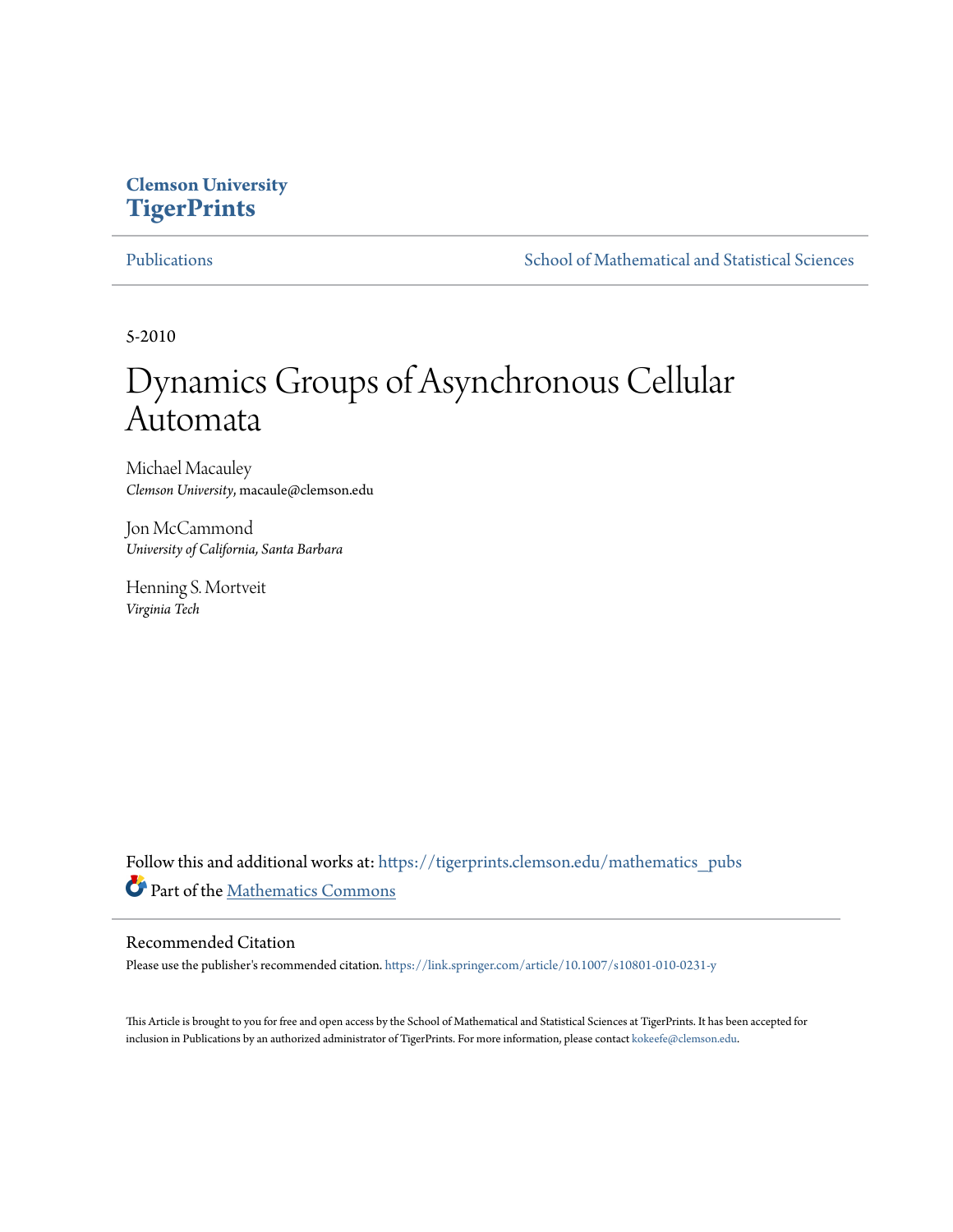Clemson University
**TigerPrints**

Publications | School of Mathematical and Statistical Sciences

5-2010

# Dynamics Groups of Asynchronous Cellular Automata

Michael Macauley
*Clemson University*, macaule@clemson.edu

Jon McCammond
*University of California, Santa Barbara*

Henning S. Mortveit
*Virginia Tech*

Follow this and additional works at: https://tigerprints.clemson.edu/mathematics_pubs

Part of the Mathematics Commons

## Recommended Citation

Please use the publisher's recommended citation. https://link.springer.com/article/10.1007/s10801-010-0231-y

This Article is brought to you for free and open access by the School of Mathematical and Statistical Sciences at TigerPrints. It has been accepted for inclusion in Publications by an authorized administrator of TigerPrints. For more information, please contact kokeefe@clemson.edu.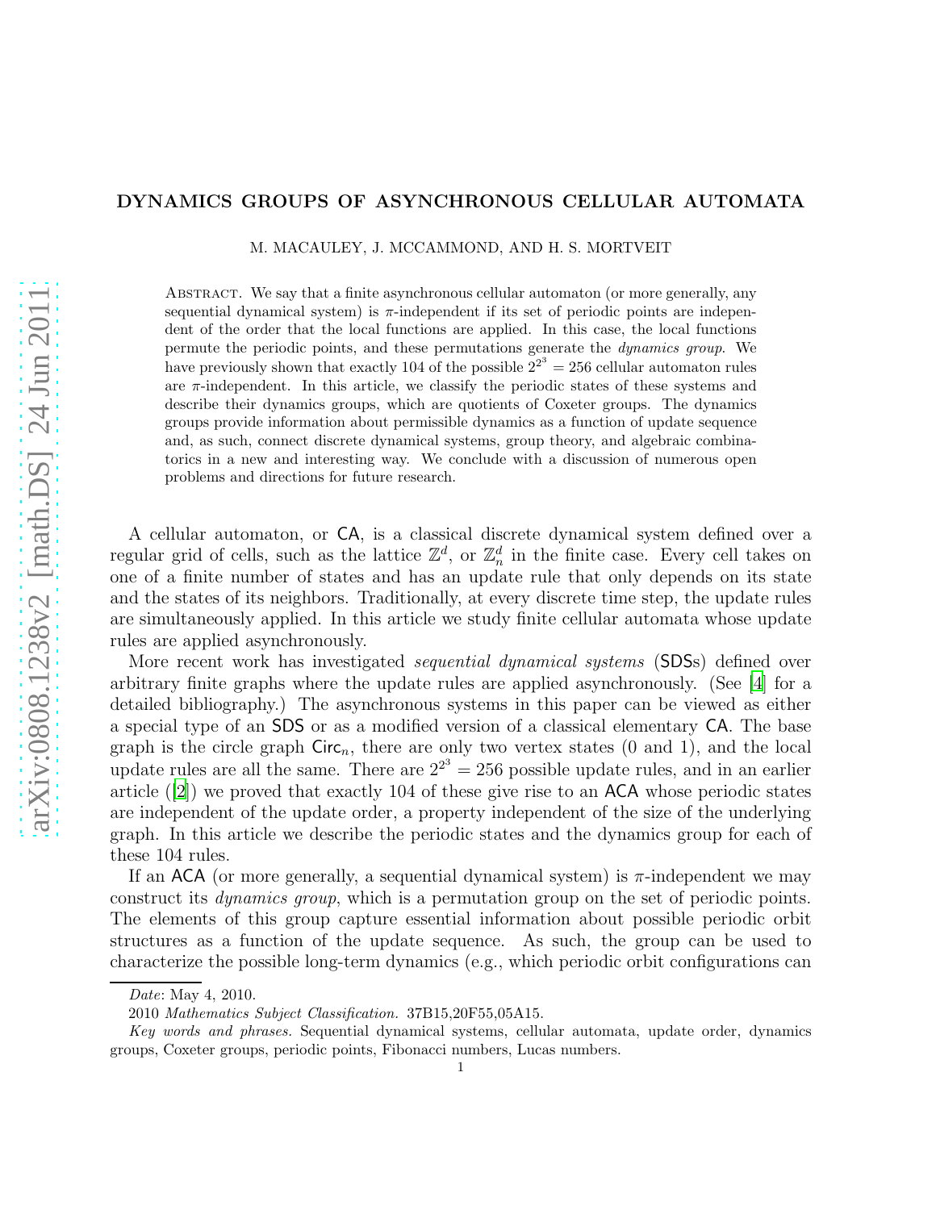# DYNAMICS GROUPS OF ASYNCHRONOUS CELLULAR AUTOMATA

M. MACAULEY, J. MCCAMMOND, AND H. S. MORTVEIT

ABSTRACT. We say that a finite asynchronous cellular automaton (or more generally, any sequential dynamical system) is $\pi$-independent if its set of periodic points are independent of the order that the local functions are applied. In this case, the local functions permute the periodic points, and these permutations generate the *dynamics group*. We have previously shown that exactly 104 of the possible $2^{2^3} = 256$ cellular automaton rules are $\pi$-independent. In this article, we classify the periodic states of these systems and describe their dynamics groups, which are quotients of Coxeter groups. The dynamics groups provide information about permissible dynamics as a function of update sequence and, as such, connect discrete dynamical systems, group theory, and algebraic combinatorics in a new and interesting way. We conclude with a discussion of numerous open problems and directions for future research.

A cellular automaton, or CA, is a classical discrete dynamical system defined over a regular grid of cells, such as the lattice $\mathbb{Z}^d$, or $\mathbb{Z}_n^d$ in the finite case. Every cell takes on one of a finite number of states and has an update rule that only depends on its state and the states of its neighbors. Traditionally, at every discrete time step, the update rules are simultaneously applied. In this article we study finite cellular automata whose update rules are applied asynchronously.

More recent work has investigated *sequential dynamical systems* (SDSs) defined over arbitrary finite graphs where the update rules are applied asynchronously. (See [4] for a detailed bibliography.) The asynchronous systems in this paper can be viewed as either a special type of an SDS or as a modified version of a classical elementary CA. The base graph is the circle graph $\mathsf{Circ}_n$, there are only two vertex states (0 and 1), and the local update rules are all the same. There are $2^{2^3} = 256$ possible update rules, and in an earlier article ([2]) we proved that exactly 104 of these give rise to an ACA whose periodic states are independent of the update order, a property independent of the size of the underlying graph. In this article we describe the periodic states and the dynamics group for each of these 104 rules.

If an ACA (or more generally, a sequential dynamical system) is $\pi$-independent we may construct its *dynamics group*, which is a permutation group on the set of periodic points. The elements of this group capture essential information about possible periodic orbit structures as a function of the update sequence. As such, the group can be used to characterize the possible long-term dynamics (e.g., which periodic orbit configurations can

---

*Date*: May 4, 2010.

2010 *Mathematics Subject Classification.* 37B15,20F55,05A15.

*Key words and phrases.* Sequential dynamical systems, cellular automata, update order, dynamics groups, Coxeter groups, periodic points, Fibonacci numbers, Lucas numbers.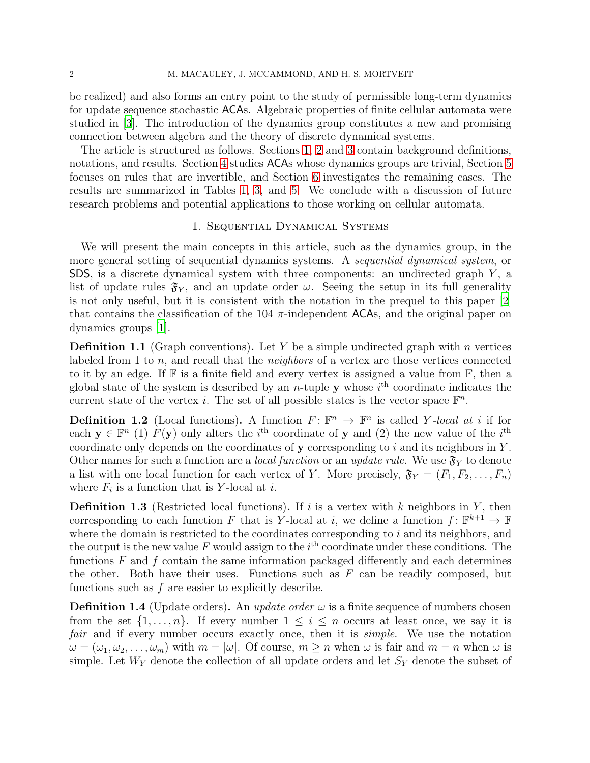be realized) and also forms an entry point to the study of permissible long-term dynamics for update sequence stochastic ACAs. Algebraic properties of finite cellular automata were studied in [3]. The introduction of the dynamics group constitutes a new and promising connection between algebra and the theory of discrete dynamical systems.

The article is structured as follows. Sections 1, 2 and 3 contain background definitions, notations, and results. Section 4 studies ACAs whose dynamics groups are trivial, Section 5 focuses on rules that are invertible, and Section 6 investigates the remaining cases. The results are summarized in Tables 1, 3, and 5. We conclude with a discussion of future research problems and potential applications to those working on cellular automata.

## 1. Sequential Dynamical Systems

We will present the main concepts in this article, such as the dynamics group, in the more general setting of sequential dynamics systems. A *sequential dynamical system*, or SDS, is a discrete dynamical system with three components: an undirected graph $Y$, a list of update rules $\mathfrak{F}_Y$, and an update order $\omega$. Seeing the setup in its full generality is not only useful, but it is consistent with the notation in the prequel to this paper [2] that contains the classification of the 104 $\pi$-independent ACAs, and the original paper on dynamics groups [1].

**Definition 1.1** (Graph conventions)**.** Let $Y$ be a simple undirected graph with $n$ vertices labeled from 1 to $n$, and recall that the *neighbors* of a vertex are those vertices connected to it by an edge. If $\mathbb{F}$ is a finite field and every vertex is assigned a value from $\mathbb{F}$, then a global state of the system is described by an $n$-tuple $\mathbf{y}$ whose $i^{\text{th}}$ coordinate indicates the current state of the vertex $i$. The set of all possible states is the vector space $\mathbb{F}^n$.

**Definition 1.2** (Local functions)**.** A function $F\colon \mathbb{F}^n \to \mathbb{F}^n$ is called *$Y$-local at $i$* if for each $\mathbf{y} \in \mathbb{F}^n$ (1) $F(\mathbf{y})$ only alters the $i^{\text{th}}$ coordinate of $\mathbf{y}$ and (2) the new value of the $i^{\text{th}}$ coordinate only depends on the coordinates of $\mathbf{y}$ corresponding to $i$ and its neighbors in $Y$. Other names for such a function are a *local function* or an *update rule*. We use $\mathfrak{F}_Y$ to denote a list with one local function for each vertex of $Y$. More precisely, $\mathfrak{F}_Y = (F_1, F_2, \ldots, F_n)$ where $F_i$ is a function that is $Y$-local at $i$.

**Definition 1.3** (Restricted local functions)**.** If $i$ is a vertex with $k$ neighbors in $Y$, then corresponding to each function $F$ that is $Y$-local at $i$, we define a function $f\colon \mathbb{F}^{k+1} \to \mathbb{F}$ where the domain is restricted to the coordinates corresponding to $i$ and its neighbors, and the output is the new value $F$ would assign to the $i^{\text{th}}$ coordinate under these conditions. The functions $F$ and $f$ contain the same information packaged differently and each determines the other. Both have their uses. Functions such as $F$ can be readily composed, but functions such as $f$ are easier to explicitly describe.

**Definition 1.4** (Update orders)**.** An *update order* $\omega$ is a finite sequence of numbers chosen from the set $\{1, \ldots, n\}$. If every number $1 \le i \le n$ occurs at least once, we say it is *fair* and if every number occurs exactly once, then it is *simple*. We use the notation $\omega = (\omega_1, \omega_2, \ldots, \omega_m)$ with $m = |\omega|$. Of course, $m \ge n$ when $\omega$ is fair and $m = n$ when $\omega$ is simple. Let $W_Y$ denote the collection of all update orders and let $S_Y$ denote the subset of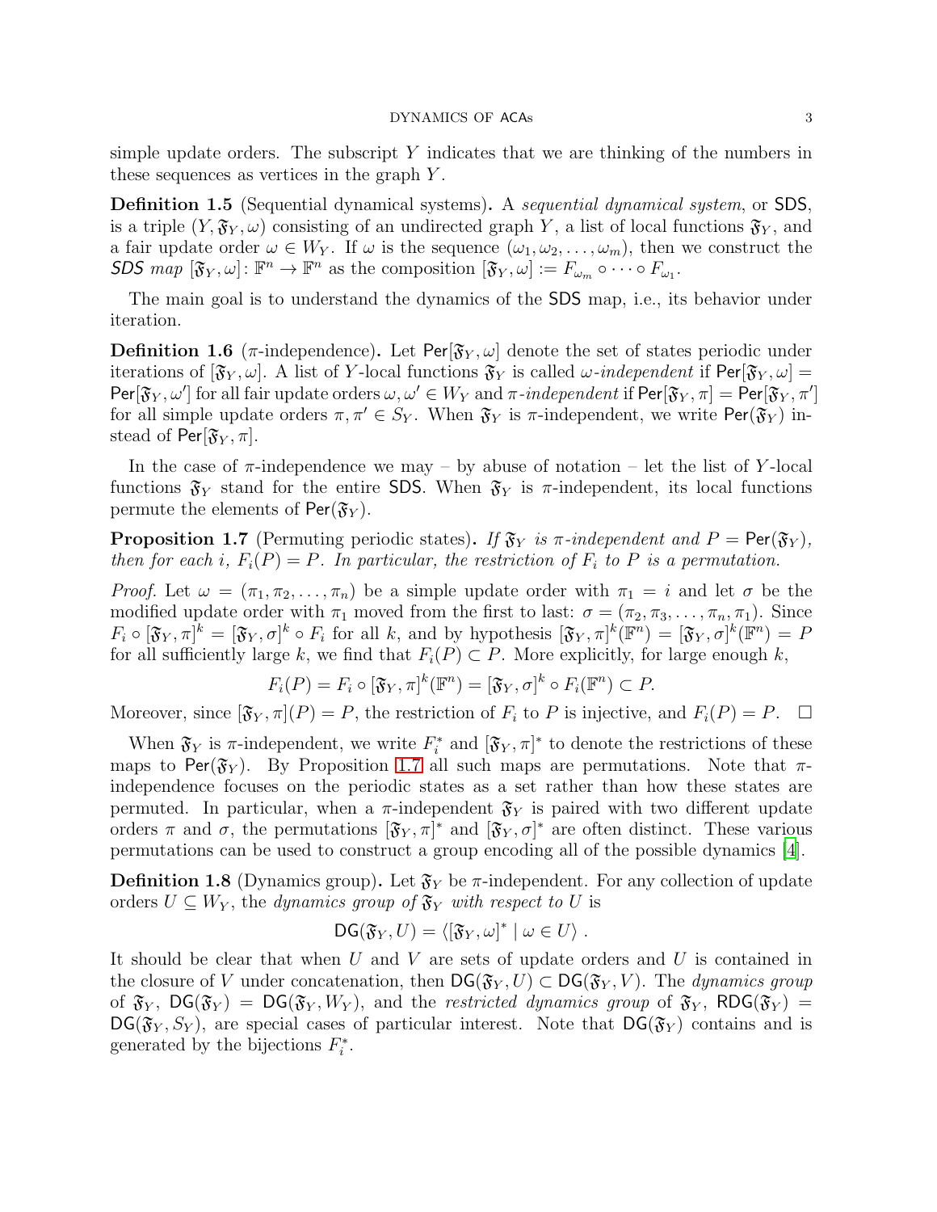simple update orders. The subscript $Y$ indicates that we are thinking of the numbers in these sequences as vertices in the graph $Y$.

**Definition 1.5** (Sequential dynamical systems)**.** A *sequential dynamical system*, or SDS, is a triple $(Y, \mathfrak{F}_Y, \omega)$ consisting of an undirected graph $Y$, a list of local functions $\mathfrak{F}_Y$, and a fair update order $\omega \in W_Y$. If $\omega$ is the sequence $(\omega_1, \omega_2, \ldots, \omega_m)$, then we construct the *SDS map* $[\mathfrak{F}_Y, \omega] \colon \mathbb{F}^n \to \mathbb{F}^n$ as the composition $[\mathfrak{F}_Y, \omega] := F_{\omega_m} \circ \cdots \circ F_{\omega_1}$.

The main goal is to understand the dynamics of the SDS map, i.e., its behavior under iteration.

**Definition 1.6** ($\pi$-independence)**.** Let $\mathsf{Per}[\mathfrak{F}_Y, \omega]$ denote the set of states periodic under iterations of $[\mathfrak{F}_Y, \omega]$. A list of $Y$-local functions $\mathfrak{F}_Y$ is called $\omega$-*independent* if $\mathsf{Per}[\mathfrak{F}_Y, \omega] = \mathsf{Per}[\mathfrak{F}_Y, \omega']$ for all fair update orders $\omega, \omega' \in W_Y$ and $\pi$-*independent* if $\mathsf{Per}[\mathfrak{F}_Y, \pi] = \mathsf{Per}[\mathfrak{F}_Y, \pi']$ for all simple update orders $\pi, \pi' \in S_Y$. When $\mathfrak{F}_Y$ is $\pi$-independent, we write $\mathsf{Per}(\mathfrak{F}_Y)$ instead of $\mathsf{Per}[\mathfrak{F}_Y, \pi]$.

In the case of $\pi$-independence we may – by abuse of notation – let the list of $Y$-local functions $\mathfrak{F}_Y$ stand for the entire SDS. When $\mathfrak{F}_Y$ is $\pi$-independent, its local functions permute the elements of $\mathsf{Per}(\mathfrak{F}_Y)$.

**Proposition 1.7** (Permuting periodic states)**.** *If $\mathfrak{F}_Y$ is $\pi$-independent and $P = \mathsf{Per}(\mathfrak{F}_Y)$, then for each $i$, $F_i(P) = P$. In particular, the restriction of $F_i$ to $P$ is a permutation.*

*Proof.* Let $\omega = (\pi_1, \pi_2, \ldots, \pi_n)$ be a simple update order with $\pi_1 = i$ and let $\sigma$ be the modified update order with $\pi_1$ moved from the first to last: $\sigma = (\pi_2, \pi_3, \ldots, \pi_n, \pi_1)$. Since $F_i \circ [\mathfrak{F}_Y, \pi]^k = [\mathfrak{F}_Y, \sigma]^k \circ F_i$ for all $k$, and by hypothesis $[\mathfrak{F}_Y, \pi]^k(\mathbb{F}^n) = [\mathfrak{F}_Y, \sigma]^k(\mathbb{F}^n) = P$ for all sufficiently large $k$, we find that $F_i(P) \subset P$. More explicitly, for large enough $k$,

$$F_i(P) = F_i \circ [\mathfrak{F}_Y, \pi]^k(\mathbb{F}^n) = [\mathfrak{F}_Y, \sigma]^k \circ F_i(\mathbb{F}^n) \subset P.$$

Moreover, since $[\mathfrak{F}_Y, \pi](P) = P$, the restriction of $F_i$ to $P$ is injective, and $F_i(P) = P$. □

When $\mathfrak{F}_Y$ is $\pi$-independent, we write $F_i^*$ and $[\mathfrak{F}_Y, \pi]^*$ to denote the restrictions of these maps to $\mathsf{Per}(\mathfrak{F}_Y)$. By Proposition 1.7 all such maps are permutations. Note that $\pi$-independence focuses on the periodic states as a set rather than how these states are permuted. In particular, when a $\pi$-independent $\mathfrak{F}_Y$ is paired with two different update orders $\pi$ and $\sigma$, the permutations $[\mathfrak{F}_Y, \pi]^*$ and $[\mathfrak{F}_Y, \sigma]^*$ are often distinct. These various permutations can be used to construct a group encoding all of the possible dynamics [4].

**Definition 1.8** (Dynamics group)**.** Let $\mathfrak{F}_Y$ be $\pi$-independent. For any collection of update orders $U \subseteq W_Y$, the *dynamics group of $\mathfrak{F}_Y$ with respect to $U$* is

$$\mathsf{DG}(\mathfrak{F}_Y, U) = \langle [\mathfrak{F}_Y, \omega]^* \mid \omega \in U \rangle \ .$$

It should be clear that when $U$ and $V$ are sets of update orders and $U$ is contained in the closure of $V$ under concatenation, then $\mathsf{DG}(\mathfrak{F}_Y, U) \subset \mathsf{DG}(\mathfrak{F}_Y, V)$. The *dynamics group* of $\mathfrak{F}_Y$, $\mathsf{DG}(\mathfrak{F}_Y) = \mathsf{DG}(\mathfrak{F}_Y, W_Y)$, and the *restricted dynamics group* of $\mathfrak{F}_Y$, $\mathsf{RDG}(\mathfrak{F}_Y) = \mathsf{DG}(\mathfrak{F}_Y, S_Y)$, are special cases of particular interest. Note that $\mathsf{DG}(\mathfrak{F}_Y)$ contains and is generated by the bijections $F_i^*$.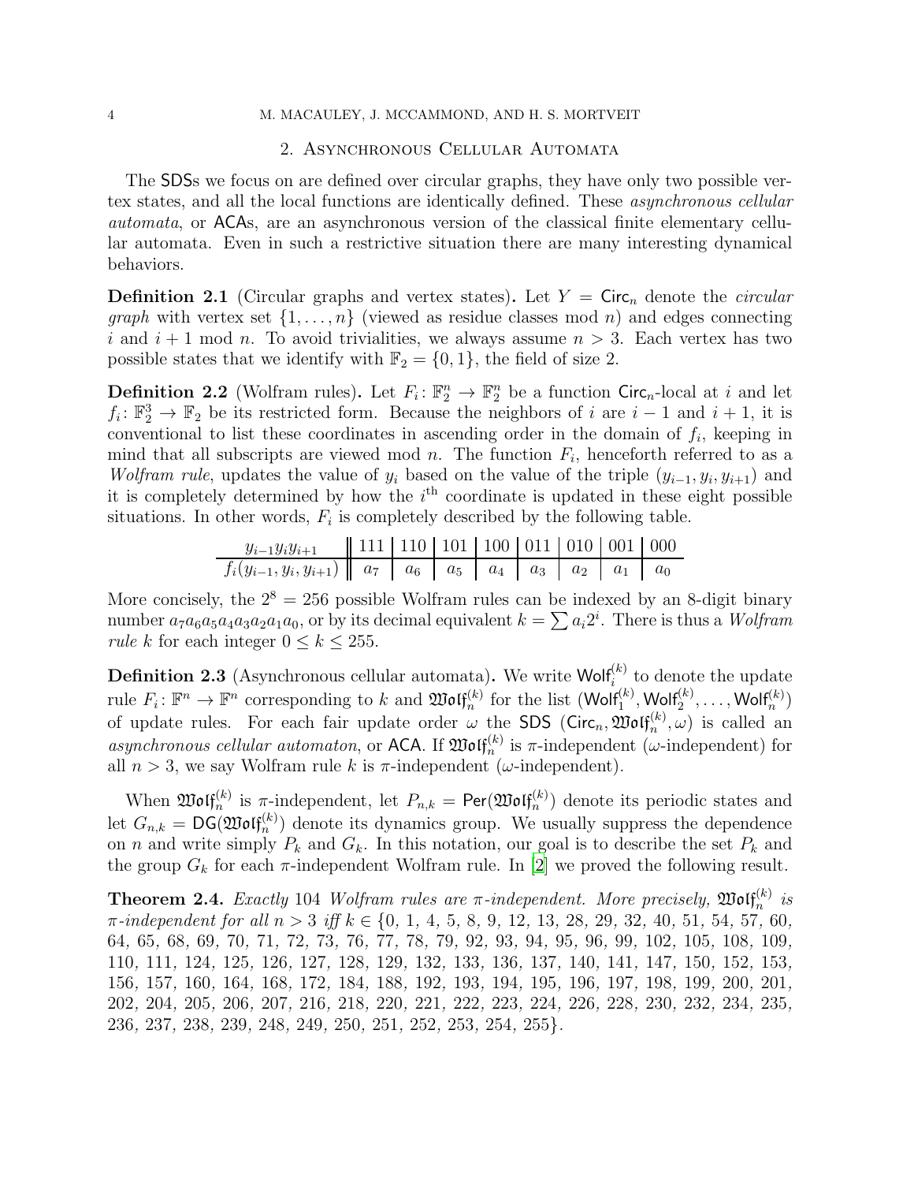## 2. Asynchronous Cellular Automata

The SDSs we focus on are defined over circular graphs, they have only two possible vertex states, and all the local functions are identically defined. These *asynchronous cellular automata*, or ACAs, are an asynchronous version of the classical finite elementary cellular automata. Even in such a restrictive situation there are many interesting dynamical behaviors.

**Definition 2.1** (Circular graphs and vertex states)**.** Let $Y = \mathsf{Circ}_n$ denote the *circular graph* with vertex set $\{1, \ldots, n\}$ (viewed as residue classes mod $n$) and edges connecting $i$ and $i+1$ mod $n$. To avoid trivialities, we always assume $n > 3$. Each vertex has two possible states that we identify with $\mathbb{F}_2 = \{0, 1\}$, the field of size 2.

**Definition 2.2** (Wolfram rules)**.** Let $F_i \colon \mathbb{F}_2^n \to \mathbb{F}_2^n$ be a function $\mathsf{Circ}_n$-local at $i$ and let $f_i \colon \mathbb{F}_2^3 \to \mathbb{F}_2$ be its restricted form. Because the neighbors of $i$ are $i-1$ and $i+1$, it is conventional to list these coordinates in ascending order in the domain of $f_i$, keeping in mind that all subscripts are viewed mod $n$. The function $F_i$, henceforth referred to as a *Wolfram rule*, updates the value of $y_i$ based on the value of the triple $(y_{i-1}, y_i, y_{i+1})$ and it is completely determined by how the $i^{\text{th}}$ coordinate is updated in these eight possible situations. In other words, $F_i$ is completely described by the following table.

| $y_{i-1}y_iy_{i+1}$ | 111 | 110 | 101 | 100 | 011 | 010 | 001 | 000 |
|---|---|---|---|---|---|---|---|---|
| $f_i(y_{i-1}, y_i, y_{i+1})$ | $a_7$ | $a_6$ | $a_5$ | $a_4$ | $a_3$ | $a_2$ | $a_1$ | $a_0$ |

More concisely, the $2^8 = 256$ possible Wolfram rules can be indexed by an 8-digit binary number $a_7a_6a_5a_4a_3a_2a_1a_0$, or by its decimal equivalent $k = \sum a_i 2^i$. There is thus a *Wolfram rule* $k$ for each integer $0 \leq k \leq 255$.

**Definition 2.3** (Asynchronous cellular automata)**.** We write $\mathsf{Wolf}_i^{(k)}$ to denote the update rule $F_i \colon \mathbb{F}^n \to \mathbb{F}^n$ corresponding to $k$ and $\mathfrak{Wolf}_n^{(k)}$ for the list $(\mathsf{Wolf}_1^{(k)}, \mathsf{Wolf}_2^{(k)}, \ldots, \mathsf{Wolf}_n^{(k)})$ of update rules. For each fair update order $\omega$ the SDS $(\mathsf{Circ}_n, \mathfrak{Wolf}_n^{(k)}, \omega)$ is called an *asynchronous cellular automaton*, or ACA. If $\mathfrak{Wolf}_n^{(k)}$ is $\pi$-independent ($\omega$-independent) for all $n > 3$, we say Wolfram rule $k$ is $\pi$-independent ($\omega$-independent).

When $\mathfrak{Wolf}_n^{(k)}$ is $\pi$-independent, let $P_{n,k} = \mathsf{Per}(\mathfrak{Wolf}_n^{(k)})$ denote its periodic states and let $G_{n,k} = \mathsf{DG}(\mathfrak{Wolf}_n^{(k)})$ denote its dynamics group. We usually suppress the dependence on $n$ and write simply $P_k$ and $G_k$. In this notation, our goal is to describe the set $P_k$ and the group $G_k$ for each $\pi$-independent Wolfram rule. In [2] we proved the following result.

**Theorem 2.4.** *Exactly* 104 *Wolfram rules are $\pi$-independent. More precisely, $\mathfrak{Wolf}_n^{(k)}$ is $\pi$-independent for all $n > 3$ iff $k \in \{$0, 1, 4, 5, 8, 9, 12, 13, 28, 29, 32, 40, 51, 54, 57, 60, 64, 65, 68, 69, 70, 71, 72, 73, 76, 77, 78, 79, 92, 93, 94, 95, 96, 99, 102, 105, 108, 109, 110, 111, 124, 125, 126, 127, 128, 129, 132, 133, 136, 137, 140, 141, 147, 150, 152, 153, 156, 157, 160, 164, 168, 172, 184, 188, 192, 193, 194, 195, 196, 197, 198, 199, 200, 201, 202, 204, 205, 206, 207, 216, 218, 220, 221, 222, 223, 224, 226, 228, 230, 232, 234, 235, 236, 237, 238, 239, 248, 249, 250, 251, 252, 253, 254, 255$\}$.*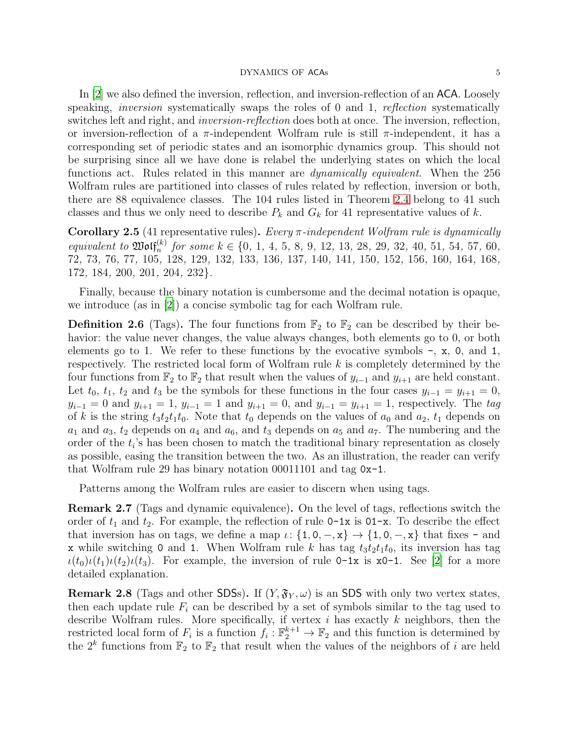In [2] we also defined the inversion, reflection, and inversion-reflection of an ACA. Loosely speaking, *inversion* systematically swaps the roles of 0 and 1, *reflection* systematically switches left and right, and *inversion-reflection* does both at once. The inversion, reflection, or inversion-reflection of a $\pi$-independent Wolfram rule is still $\pi$-independent, it has a corresponding set of periodic states and an isomorphic dynamics group. This should not be surprising since all we have done is relabel the underlying states on which the local functions act. Rules related in this manner are *dynamically equivalent*. When the 256 Wolfram rules are partitioned into classes of rules related by reflection, inversion or both, there are 88 equivalence classes. The 104 rules listed in Theorem 2.4 belong to 41 such classes and thus we only need to describe $P_k$ and $G_k$ for 41 representative values of $k$.

**Corollary 2.5** (41 representative rules)**.** *Every $\pi$-independent Wolfram rule is dynamically equivalent to $\mathfrak{Wolf}_n^{(k)}$ for some $k \in \{0, 1, 4, 5, 8, 9, 12, 13, 28, 29, 32, 40, 51, 54, 57, 60, 72, 73, 76, 77, 105, 128, 129, 132, 133, 136, 137, 140, 141, 150, 152, 156, 160, 164, 168, 172, 184, 200, 201, 204, 232\}$.*

Finally, because the binary notation is cumbersome and the decimal notation is opaque, we introduce (as in [2]) a concise symbolic tag for each Wolfram rule.

**Definition 2.6** (Tags)**.** The four functions from $\mathbb{F}_2$ to $\mathbb{F}_2$ can be described by their behavior: the value never changes, the value always changes, both elements go to 0, or both elements go to 1. We refer to these functions by the evocative symbols `-`, `x`, `0`, and `1`, respectively. The restricted local form of Wolfram rule $k$ is completely determined by the four functions from $\mathbb{F}_2$ to $\mathbb{F}_2$ that result when the values of $y_{i-1}$ and $y_{i+1}$ are held constant. Let $t_0$, $t_1$, $t_2$ and $t_3$ be the symbols for these functions in the four cases $y_{i-1} = y_{i+1} = 0$, $y_{i-1} = 0$ and $y_{i+1} = 1$, $y_{i-1} = 1$ and $y_{i+1} = 0$, and $y_{i-1} = y_{i+1} = 1$, respectively. The *tag* of $k$ is the string $t_3t_2t_1t_0$. Note that $t_0$ depends on the values of $a_0$ and $a_2$, $t_1$ depends on $a_1$ and $a_3$, $t_2$ depends on $a_4$ and $a_6$, and $t_3$ depends on $a_5$ and $a_7$. The numbering and the order of the $t_i$'s has been chosen to match the traditional binary representation as closely as possible, easing the transition between the two. As an illustration, the reader can verify that Wolfram rule 29 has binary notation 00011101 and tag `0x-1`.

Patterns among the Wolfram rules are easier to discern when using tags.

**Remark 2.7** (Tags and dynamic equivalence)**.** On the level of tags, reflections switch the order of $t_1$ and $t_2$. For example, the reflection of rule `0-1x` is `01-x`. To describe the effect that inversion has on tags, we define a map $\iota\colon \{1, 0, -, x\} \to \{1, 0, -, x\}$ that fixes `-` and `x` while switching `0` and `1`. When Wolfram rule $k$ has tag $t_3t_2t_1t_0$, its inversion has tag $\iota(t_0)\iota(t_1)\iota(t_2)\iota(t_3)$. For example, the inversion of rule `0-1x` is `x0-1`. See [2] for a more detailed explanation.

**Remark 2.8** (Tags and other SDSs)**.** If $(Y, \mathfrak{F}_Y, \omega)$ is an SDS with only two vertex states, then each update rule $F_i$ can be described by a set of symbols similar to the tag used to describe Wolfram rules. More specifically, if vertex $i$ has exactly $k$ neighbors, then the restricted local form of $F_i$ is a function $f_i : \mathbb{F}_2^{k+1} \to \mathbb{F}_2$ and this function is determined by the $2^k$ functions from $\mathbb{F}_2$ to $\mathbb{F}_2$ that result when the values of the neighbors of $i$ are held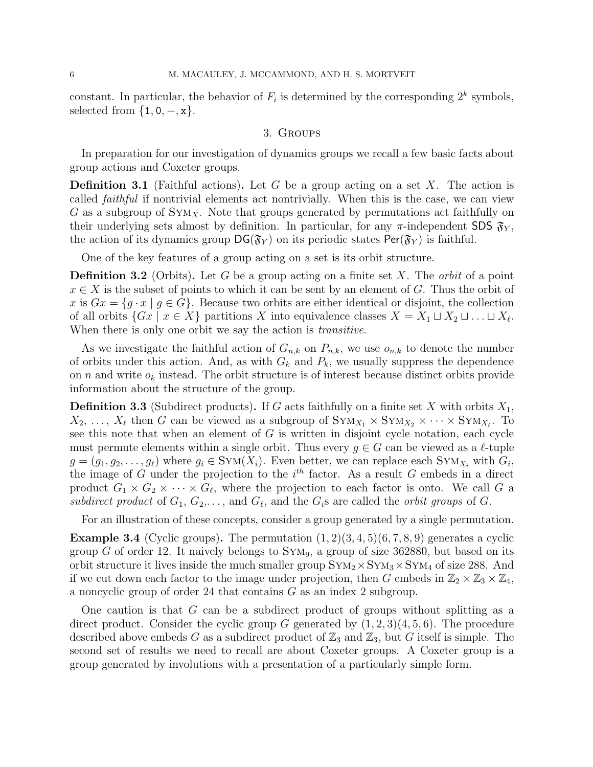constant. In particular, the behavior of $F_i$ is determined by the corresponding $2^k$ symbols, selected from $\{\mathsf{1}, \mathsf{0}, -, \mathsf{x}\}$.

## 3. Groups

In preparation for our investigation of dynamics groups we recall a few basic facts about group actions and Coxeter groups.

**Definition 3.1** (Faithful actions)**.** Let $G$ be a group acting on a set $X$. The action is called *faithful* if nontrivial elements act nontrivially. When this is the case, we can view $G$ as a subgroup of $\text{Sym}_X$. Note that groups generated by permutations act faithfully on their underlying sets almost by definition. In particular, for any $\pi$-independent $\mathsf{SDS}$ $\mathfrak{F}_Y$, the action of its dynamics group $\mathsf{DG}(\mathfrak{F}_Y)$ on its periodic states $\mathsf{Per}(\mathfrak{F}_Y)$ is faithful.

One of the key features of a group acting on a set is its orbit structure.

**Definition 3.2** (Orbits)**.** Let $G$ be a group acting on a finite set $X$. The *orbit* of a point $x \in X$ is the subset of points to which it can be sent by an element of $G$. Thus the orbit of $x$ is $Gx = \{g \cdot x \mid g \in G\}$. Because two orbits are either identical or disjoint, the collection of all orbits $\{Gx \mid x \in X\}$ partitions $X$ into equivalence classes $X = X_1 \sqcup X_2 \sqcup \ldots \sqcup X_\ell$. When there is only one orbit we say the action is *transitive*.

As we investigate the faithful action of $G_{n,k}$ on $P_{n,k}$, we use $o_{n,k}$ to denote the number of orbits under this action. And, as with $G_k$ and $P_k$, we usually suppress the dependence on $n$ and write $o_k$ instead. The orbit structure is of interest because distinct orbits provide information about the structure of the group.

**Definition 3.3** (Subdirect products)**.** If $G$ acts faithfully on a finite set $X$ with orbits $X_1$, $X_2$, $\ldots$, $X_\ell$ then $G$ can be viewed as a subgroup of $\text{Sym}_{X_1} \times \text{Sym}_{X_2} \times \cdots \times \text{Sym}_{X_\ell}$. To see this note that when an element of $G$ is written in disjoint cycle notation, each cycle must permute elements within a single orbit. Thus every $g \in G$ can be viewed as a $\ell$-tuple $g = (g_1, g_2, \ldots, g_\ell)$ where $g_i \in \text{Sym}(X_i)$. Even better, we can replace each $\text{Sym}_{X_i}$ with $G_i$, the image of $G$ under the projection to the $i^{th}$ factor. As a result $G$ embeds in a direct product $G_1 \times G_2 \times \cdots \times G_\ell$, where the projection to each factor is onto. We call $G$ a *subdirect product* of $G_1$, $G_2$,$\ldots$, and $G_\ell$, and the $G_i$s are called the *orbit groups* of $G$.

For an illustration of these concepts, consider a group generated by a single permutation.

**Example 3.4** (Cyclic groups)**.** The permutation $(1, 2)(3, 4, 5)(6, 7, 8, 9)$ generates a cyclic group $G$ of order 12. It naively belongs to $\text{Sym}_9$, a group of size 362880, but based on its orbit structure it lives inside the much smaller group $\text{Sym}_2 \times \text{Sym}_3 \times \text{Sym}_4$ of size 288. And if we cut down each factor to the image under projection, then $G$ embeds in $\mathbb{Z}_2 \times \mathbb{Z}_3 \times \mathbb{Z}_4$, a noncyclic group of order 24 that contains $G$ as an index 2 subgroup.

One caution is that $G$ can be a subdirect product of groups without splitting as a direct product. Consider the cyclic group $G$ generated by $(1, 2, 3)(4, 5, 6)$. The procedure described above embeds $G$ as a subdirect product of $\mathbb{Z}_3$ and $\mathbb{Z}_3$, but $G$ itself is simple. The second set of results we need to recall are about Coxeter groups. A Coxeter group is a group generated by involutions with a presentation of a particularly simple form.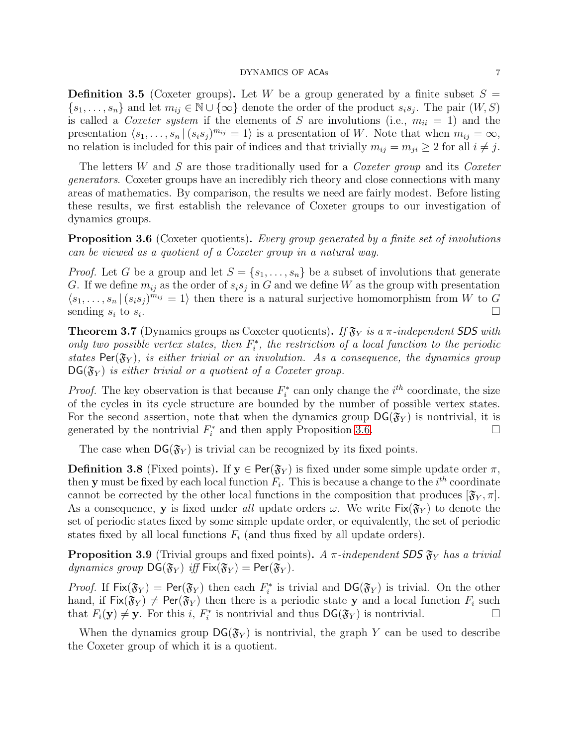**Definition 3.5** (Coxeter groups)**.** Let $W$ be a group generated by a finite subset $S = \{s_1, \ldots, s_n\}$ and let $m_{ij} \in \mathbb{N} \cup \{\infty\}$ denote the order of the product $s_i s_j$. The pair $(W, S)$ is called a *Coxeter system* if the elements of $S$ are involutions (i.e., $m_{ii} = 1$) and the presentation $\langle s_1, \ldots, s_n \,|\, (s_i s_j)^{m_{ij}} = 1 \rangle$ is a presentation of $W$. Note that when $m_{ij} = \infty$, no relation is included for this pair of indices and that trivially $m_{ij} = m_{ji} \geq 2$ for all $i \neq j$.

The letters $W$ and $S$ are those traditionally used for a *Coxeter group* and its *Coxeter generators*. Coxeter groups have an incredibly rich theory and close connections with many areas of mathematics. By comparison, the results we need are fairly modest. Before listing these results, we first establish the relevance of Coxeter groups to our investigation of dynamics groups.

**Proposition 3.6** (Coxeter quotients)**.** *Every group generated by a finite set of involutions can be viewed as a quotient of a Coxeter group in a natural way.*

*Proof.* Let $G$ be a group and let $S = \{s_1, \ldots, s_n\}$ be a subset of involutions that generate $G$. If we define $m_{ij}$ as the order of $s_i s_j$ in $G$ and we define $W$ as the group with presentation $\langle s_1, \ldots, s_n \,|\, (s_i s_j)^{m_{ij}} = 1 \rangle$ then there is a natural surjective homomorphism from $W$ to $G$ sending $s_i$ to $s_i$. □

**Theorem 3.7** (Dynamics groups as Coxeter quotients)**.** *If $\mathfrak{F}_Y$ is a $\pi$-independent SDS with only two possible vertex states, then $F_i^*$, the restriction of a local function to the periodic states $\mathsf{Per}(\mathfrak{F}_Y)$, is either trivial or an involution. As a consequence, the dynamics group $\mathsf{DG}(\mathfrak{F}_Y)$ is either trivial or a quotient of a Coxeter group.*

*Proof.* The key observation is that because $F_i^*$ can only change the $i^{th}$ coordinate, the size of the cycles in its cycle structure are bounded by the number of possible vertex states. For the second assertion, note that when the dynamics group $\mathsf{DG}(\mathfrak{F}_Y)$ is nontrivial, it is generated by the nontrivial $F_i^*$ and then apply Proposition 3.6. □

The case when $\mathsf{DG}(\mathfrak{F}_Y)$ is trivial can be recognized by its fixed points.

**Definition 3.8** (Fixed points)**.** If $\mathbf{y} \in \mathsf{Per}(\mathfrak{F}_Y)$ is fixed under some simple update order $\pi$, then $\mathbf{y}$ must be fixed by each local function $F_i$. This is because a change to the $i^{th}$ coordinate cannot be corrected by the other local functions in the composition that produces $[\mathfrak{F}_Y, \pi]$. As a consequence, $\mathbf{y}$ is fixed under *all* update orders $\omega$. We write $\mathsf{Fix}(\mathfrak{F}_Y)$ to denote the set of periodic states fixed by some simple update order, or equivalently, the set of periodic states fixed by all local functions $F_i$ (and thus fixed by all update orders).

**Proposition 3.9** (Trivial groups and fixed points)**.** *A $\pi$-independent SDS $\mathfrak{F}_Y$ has a trivial dynamics group $\mathsf{DG}(\mathfrak{F}_Y)$ iff $\mathsf{Fix}(\mathfrak{F}_Y) = \mathsf{Per}(\mathfrak{F}_Y)$.*

*Proof.* If $\mathsf{Fix}(\mathfrak{F}_Y) = \mathsf{Per}(\mathfrak{F}_Y)$ then each $F_i^*$ is trivial and $\mathsf{DG}(\mathfrak{F}_Y)$ is trivial. On the other hand, if $\mathsf{Fix}(\mathfrak{F}_Y) \neq \mathsf{Per}(\mathfrak{F}_Y)$ then there is a periodic state $\mathbf{y}$ and a local function $F_i$ such that $F_i(\mathbf{y}) \neq \mathbf{y}$. For this $i$, $F_i^*$ is nontrivial and thus $\mathsf{DG}(\mathfrak{F}_Y)$ is nontrivial. □

When the dynamics group $\mathsf{DG}(\mathfrak{F}_Y)$ is nontrivial, the graph $Y$ can be used to describe the Coxeter group of which it is a quotient.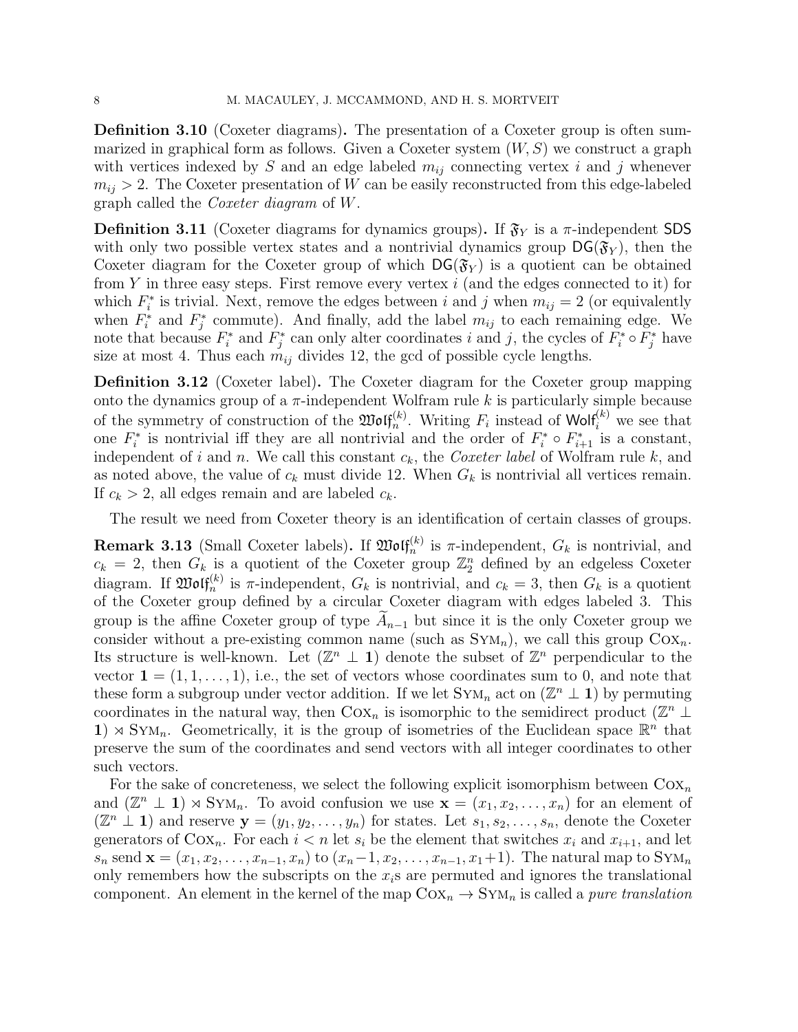**Definition 3.10** (Coxeter diagrams)**.** The presentation of a Coxeter group is often summarized in graphical form as follows. Given a Coxeter system $(W, S)$ we construct a graph with vertices indexed by $S$ and an edge labeled $m_{ij}$ connecting vertex $i$ and $j$ whenever $m_{ij} > 2$. The Coxeter presentation of $W$ can be easily reconstructed from this edge-labeled graph called the *Coxeter diagram* of $W$.

**Definition 3.11** (Coxeter diagrams for dynamics groups)**.** If $\mathfrak{F}_Y$ is a $\pi$-independent $\mathsf{SDS}$ with only two possible vertex states and a nontrivial dynamics group $\mathsf{DG}(\mathfrak{F}_Y)$, then the Coxeter diagram for the Coxeter group of which $\mathsf{DG}(\mathfrak{F}_Y)$ is a quotient can be obtained from $Y$ in three easy steps. First remove every vertex $i$ (and the edges connected to it) for which $F_i^*$ is trivial. Next, remove the edges between $i$ and $j$ when $m_{ij} = 2$ (or equivalently when $F_i^*$ and $F_j^*$ commute). And finally, add the label $m_{ij}$ to each remaining edge. We note that because $F_i^*$ and $F_j^*$ can only alter coordinates $i$ and $j$, the cycles of $F_i^* \circ F_j^*$ have size at most 4. Thus each $m_{ij}$ divides 12, the gcd of possible cycle lengths.

**Definition 3.12** (Coxeter label)**.** The Coxeter diagram for the Coxeter group mapping onto the dynamics group of a $\pi$-independent Wolfram rule $k$ is particularly simple because of the symmetry of construction of the $\mathfrak{Wolf}_n^{(k)}$. Writing $F_i$ instead of $\mathsf{Wolf}_i^{(k)}$ we see that one $F_i^*$ is nontrivial iff they are all nontrivial and the order of $F_i^* \circ F_{i+1}^*$ is a constant, independent of $i$ and $n$. We call this constant $c_k$, the *Coxeter label* of Wolfram rule $k$, and as noted above, the value of $c_k$ must divide 12. When $G_k$ is nontrivial all vertices remain. If $c_k > 2$, all edges remain and are labeled $c_k$.

The result we need from Coxeter theory is an identification of certain classes of groups.

**Remark 3.13** (Small Coxeter labels)**.** If $\mathfrak{Wolf}_n^{(k)}$ is $\pi$-independent, $G_k$ is nontrivial, and $c_k = 2$, then $G_k$ is a quotient of the Coxeter group $\mathbb{Z}_2^n$ defined by an edgeless Coxeter diagram. If $\mathfrak{Wolf}_n^{(k)}$ is $\pi$-independent, $G_k$ is nontrivial, and $c_k = 3$, then $G_k$ is a quotient of the Coxeter group defined by a circular Coxeter diagram with edges labeled 3. This group is the affine Coxeter group of type $\widetilde{A}_{n-1}$ but since it is the only Coxeter group we consider without a pre-existing common name (such as $\mathrm{SYM}_n$), we call this group $\mathrm{COX}_n$. Its structure is well-known. Let $(\mathbb{Z}^n \perp \mathbf{1})$ denote the subset of $\mathbb{Z}^n$ perpendicular to the vector $\mathbf{1} = (1, 1, \ldots, 1)$, i.e., the set of vectors whose coordinates sum to 0, and note that these form a subgroup under vector addition. If we let $\mathrm{SYM}_n$ act on $(\mathbb{Z}^n \perp \mathbf{1})$ by permuting coordinates in the natural way, then $\mathrm{COX}_n$ is isomorphic to the semidirect product $(\mathbb{Z}^n \perp \mathbf{1}) \rtimes \mathrm{SYM}_n$. Geometrically, it is the group of isometries of the Euclidean space $\mathbb{R}^n$ that preserve the sum of the coordinates and send vectors with all integer coordinates to other such vectors.

For the sake of concreteness, we select the following explicit isomorphism between $\mathrm{COX}_n$ and $(\mathbb{Z}^n \perp \mathbf{1}) \rtimes \mathrm{SYM}_n$. To avoid confusion we use $\mathbf{x} = (x_1, x_2, \ldots, x_n)$ for an element of $(\mathbb{Z}^n \perp \mathbf{1})$ and reserve $\mathbf{y} = (y_1, y_2, \ldots, y_n)$ for states. Let $s_1, s_2, \ldots, s_n$, denote the Coxeter generators of $\mathrm{COX}_n$. For each $i < n$ let $s_i$ be the element that switches $x_i$ and $x_{i+1}$, and let $s_n$ send $\mathbf{x} = (x_1, x_2, \ldots, x_{n-1}, x_n)$ to $(x_n - 1, x_2, \ldots, x_{n-1}, x_1 + 1)$. The natural map to $\mathrm{SYM}_n$ only remembers how the subscripts on the $x_i$s are permuted and ignores the translational component. An element in the kernel of the map $\mathrm{COX}_n \to \mathrm{SYM}_n$ is called a *pure translation*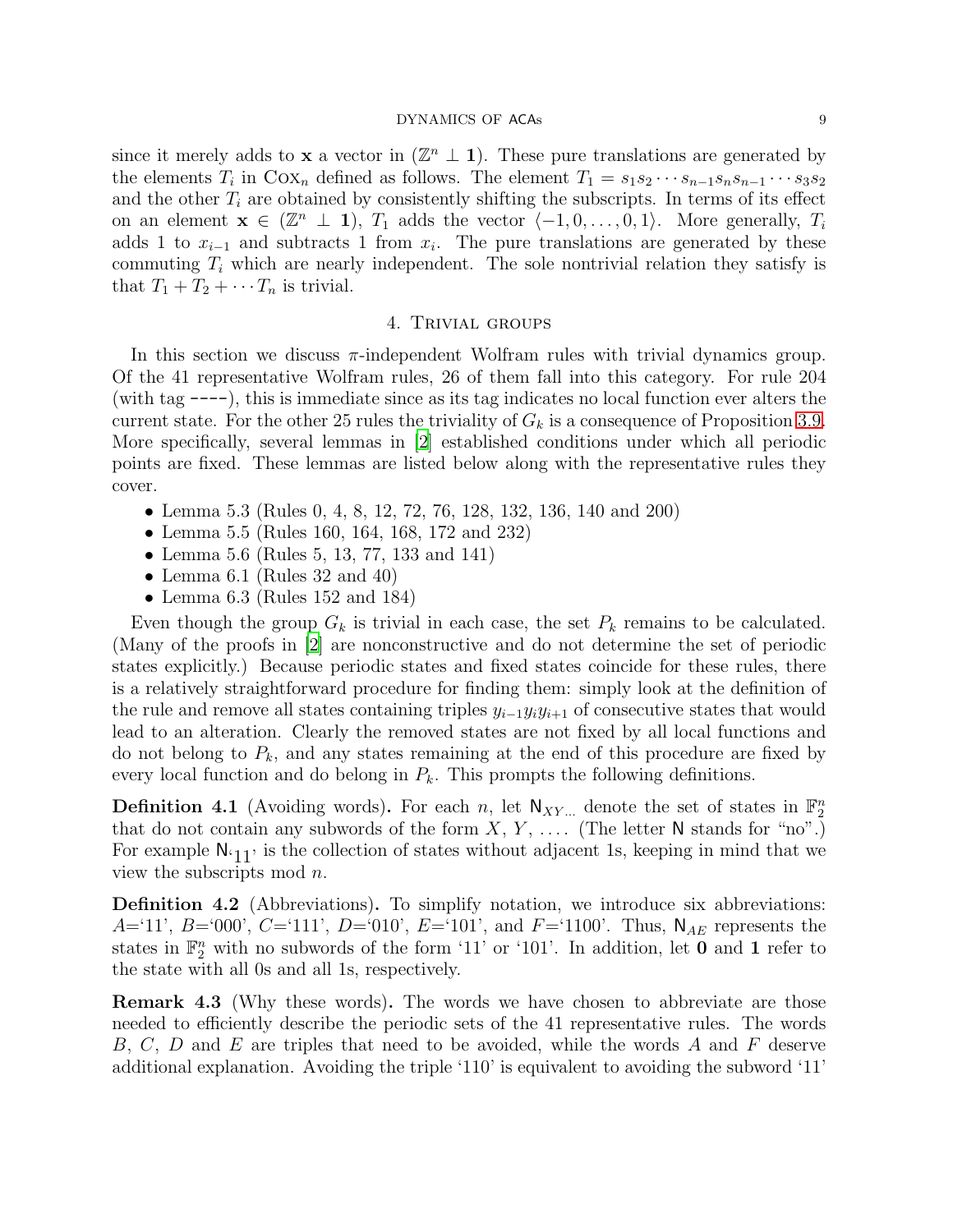since it merely adds to $\mathbf{x}$ a vector in $(\mathbb{Z}^n \perp \mathbf{1})$. These pure translations are generated by the elements $T_i$ in $\text{Cox}_n$ defined as follows. The element $T_1 = s_1 s_2 \cdots s_{n-1} s_n s_{n-1} \cdots s_3 s_2$ and the other $T_i$ are obtained by consistently shifting the subscripts. In terms of its effect on an element $\mathbf{x} \in (\mathbb{Z}^n \perp \mathbf{1})$, $T_1$ adds the vector $\langle -1, 0, \ldots, 0, 1 \rangle$. More generally, $T_i$ adds 1 to $x_{i-1}$ and subtracts 1 from $x_i$. The pure translations are generated by these commuting $T_i$ which are nearly independent. The sole nontrivial relation they satisfy is that $T_1 + T_2 + \cdots T_n$ is trivial.

## 4. Trivial groups

In this section we discuss $\pi$-independent Wolfram rules with trivial dynamics group. Of the 41 representative Wolfram rules, 26 of them fall into this category. For rule 204 (with tag `----`), this is immediate since as its tag indicates no local function ever alters the current state. For the other 25 rules the triviality of $G_k$ is a consequence of Proposition 3.9. More specifically, several lemmas in [2] established conditions under which all periodic points are fixed. These lemmas are listed below along with the representative rules they cover.

- Lemma 5.3 (Rules 0, 4, 8, 12, 72, 76, 128, 132, 136, 140 and 200)
- Lemma 5.5 (Rules 160, 164, 168, 172 and 232)
- Lemma 5.6 (Rules 5, 13, 77, 133 and 141)
- Lemma 6.1 (Rules 32 and 40)
- Lemma 6.3 (Rules 152 and 184)

Even though the group $G_k$ is trivial in each case, the set $P_k$ remains to be calculated. (Many of the proofs in [2] are nonconstructive and do not determine the set of periodic states explicitly.) Because periodic states and fixed states coincide for these rules, there is a relatively straightforward procedure for finding them: simply look at the definition of the rule and remove all states containing triples $y_{i-1}y_iy_{i+1}$ of consecutive states that would lead to an alteration. Clearly the removed states are not fixed by all local functions and do not belong to $P_k$, and any states remaining at the end of this procedure are fixed by every local function and do belong in $P_k$. This prompts the following definitions.

**Definition 4.1** (Avoiding words)**.** For each $n$, let $\mathsf{N}_{XY\dots}$ denote the set of states in $\mathbb{F}_2^n$ that do not contain any subwords of the form $X$, $Y$, $\dots$. (The letter $\mathsf{N}$ stands for "no".) For example $\mathsf{N}_{\text{`}11\text{'}}$ is the collection of states without adjacent 1s, keeping in mind that we view the subscripts mod $n$.

**Definition 4.2** (Abbreviations)**.** To simplify notation, we introduce six abbreviations: $A$='11', $B$='000', $C$='111', $D$='010', $E$='101', and $F$='1100'. Thus, $\mathsf{N}_{AE}$ represents the states in $\mathbb{F}_2^n$ with no subwords of the form '11' or '101'. In addition, let $\mathbf{0}$ and $\mathbf{1}$ refer to the state with all 0s and all 1s, respectively.

**Remark 4.3** (Why these words)**.** The words we have chosen to abbreviate are those needed to efficiently describe the periodic sets of the 41 representative rules. The words $B$, $C$, $D$ and $E$ are triples that need to be avoided, while the words $A$ and $F$ deserve additional explanation. Avoiding the triple '110' is equivalent to avoiding the subword '11'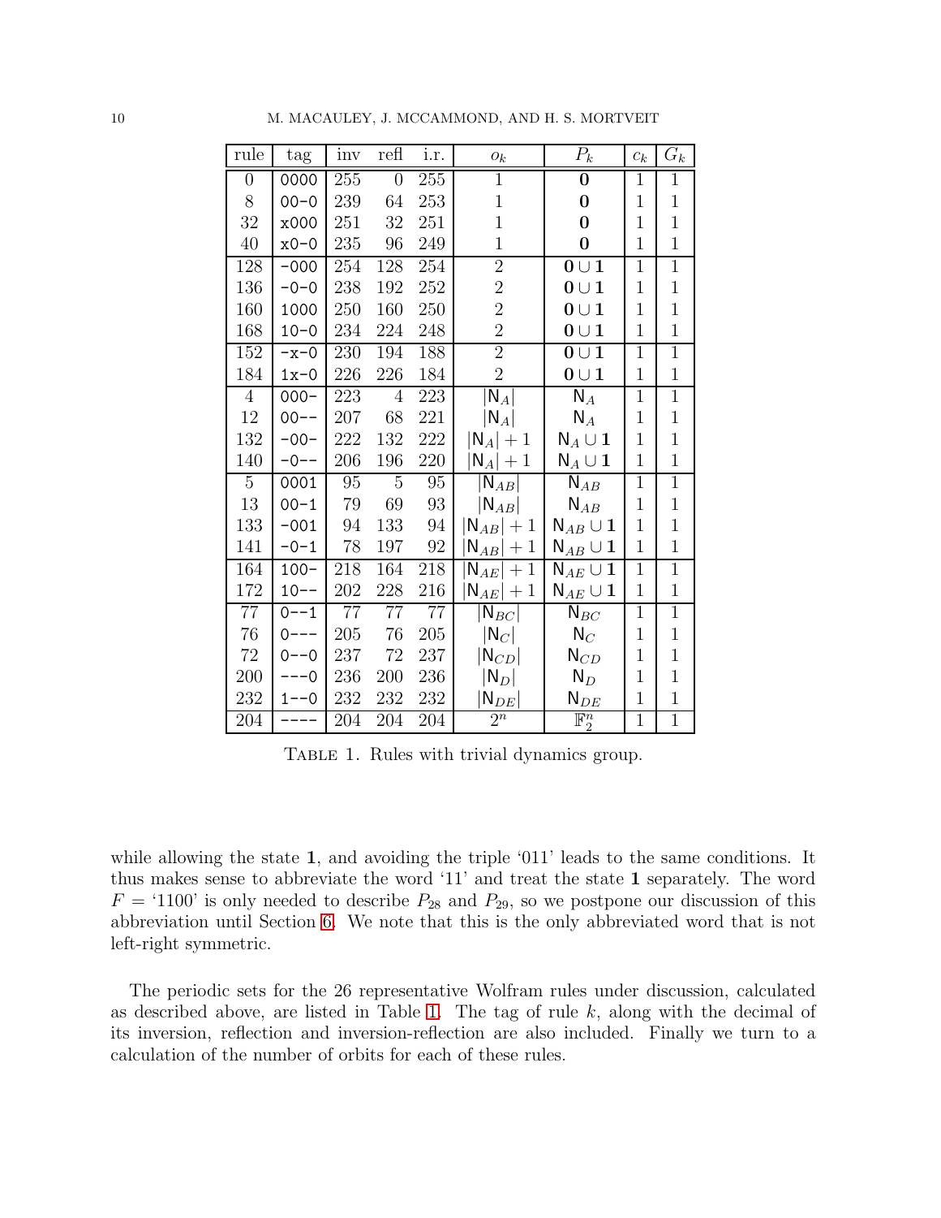| rule | tag | inv | refl | i.r. | $o_k$ | $P_k$ | $c_k$ | $G_k$ |
| --- | --- | --- | --- | --- | --- | --- | --- | --- |
| 0 | 0000 | 255 | 0 | 255 | 1 | $\mathbf{0}$ | 1 | 1 |
| 8 | 00-0 | 239 | 64 | 253 | 1 | $\mathbf{0}$ | 1 | 1 |
| 32 | x000 | 251 | 32 | 251 | 1 | $\mathbf{0}$ | 1 | 1 |
| 40 | x0-0 | 235 | 96 | 249 | 1 | $\mathbf{0}$ | 1 | 1 |
| 128 | -000 | 254 | 128 | 254 | 2 | $\mathbf{0} \cup \mathbf{1}$ | 1 | 1 |
| 136 | -0-0 | 238 | 192 | 252 | 2 | $\mathbf{0} \cup \mathbf{1}$ | 1 | 1 |
| 160 | 1000 | 250 | 160 | 250 | 2 | $\mathbf{0} \cup \mathbf{1}$ | 1 | 1 |
| 168 | 10-0 | 234 | 224 | 248 | 2 | $\mathbf{0} \cup \mathbf{1}$ | 1 | 1 |
| 152 | -x-0 | 230 | 194 | 188 | 2 | $\mathbf{0} \cup \mathbf{1}$ | 1 | 1 |
| 184 | 1x-0 | 226 | 226 | 184 | 2 | $\mathbf{0} \cup \mathbf{1}$ | 1 | 1 |
| 4 | 000- | 223 | 4 | 223 | $\lvert\mathsf{N}_A\rvert$ | $\mathsf{N}_A$ | 1 | 1 |
| 12 | 00-- | 207 | 68 | 221 | $\lvert\mathsf{N}_A\rvert$ | $\mathsf{N}_A$ | 1 | 1 |
| 132 | -00- | 222 | 132 | 222 | $\lvert\mathsf{N}_A\rvert + 1$ | $\mathsf{N}_A \cup \mathbf{1}$ | 1 | 1 |
| 140 | -0-- | 206 | 196 | 220 | $\lvert\mathsf{N}_A\rvert + 1$ | $\mathsf{N}_A \cup \mathbf{1}$ | 1 | 1 |
| 5 | 0001 | 95 | 5 | 95 | $\lvert\mathsf{N}_{AB}\rvert$ | $\mathsf{N}_{AB}$ | 1 | 1 |
| 13 | 00-1 | 79 | 69 | 93 | $\lvert\mathsf{N}_{AB}\rvert$ | $\mathsf{N}_{AB}$ | 1 | 1 |
| 133 | -001 | 94 | 133 | 94 | $\lvert\mathsf{N}_{AB}\rvert + 1$ | $\mathsf{N}_{AB} \cup \mathbf{1}$ | 1 | 1 |
| 141 | -0-1 | 78 | 197 | 92 | $\lvert\mathsf{N}_{AB}\rvert + 1$ | $\mathsf{N}_{AB} \cup \mathbf{1}$ | 1 | 1 |
| 164 | 100- | 218 | 164 | 218 | $\lvert\mathsf{N}_{AE}\rvert + 1$ | $\mathsf{N}_{AE} \cup \mathbf{1}$ | 1 | 1 |
| 172 | 10-- | 202 | 228 | 216 | $\lvert\mathsf{N}_{AE}\rvert + 1$ | $\mathsf{N}_{AE} \cup \mathbf{1}$ | 1 | 1 |
| 77 | 0--1 | 77 | 77 | 77 | $\lvert\mathsf{N}_{BC}\rvert$ | $\mathsf{N}_{BC}$ | 1 | 1 |
| 76 | 0--- | 205 | 76 | 205 | $\lvert\mathsf{N}_{C}\rvert$ | $\mathsf{N}_{C}$ | 1 | 1 |
| 72 | 0--0 | 237 | 72 | 237 | $\lvert\mathsf{N}_{CD}\rvert$ | $\mathsf{N}_{CD}$ | 1 | 1 |
| 200 | ---0 | 236 | 200 | 236 | $\lvert\mathsf{N}_{D}\rvert$ | $\mathsf{N}_{D}$ | 1 | 1 |
| 232 | 1--0 | 232 | 232 | 232 | $\lvert\mathsf{N}_{DE}\rvert$ | $\mathsf{N}_{DE}$ | 1 | 1 |
| 204 | ---- | 204 | 204 | 204 | $2^n$ | $\mathbb{F}_2^n$ | 1 | 1 |

TABLE 1. Rules with trivial dynamics group.

while allowing the state $\mathbf{1}$, and avoiding the triple '011' leads to the same conditions. It thus makes sense to abbreviate the word '11' and treat the state $\mathbf{1}$ separately. The word $F$ = '1100' is only needed to describe $P_{28}$ and $P_{29}$, so we postpone our discussion of this abbreviation until Section 6. We note that this is the only abbreviated word that is not left-right symmetric.

The periodic sets for the 26 representative Wolfram rules under discussion, calculated as described above, are listed in Table 1. The tag of rule $k$, along with the decimal of its inversion, reflection and inversion-reflection are also included. Finally we turn to a calculation of the number of orbits for each of these rules.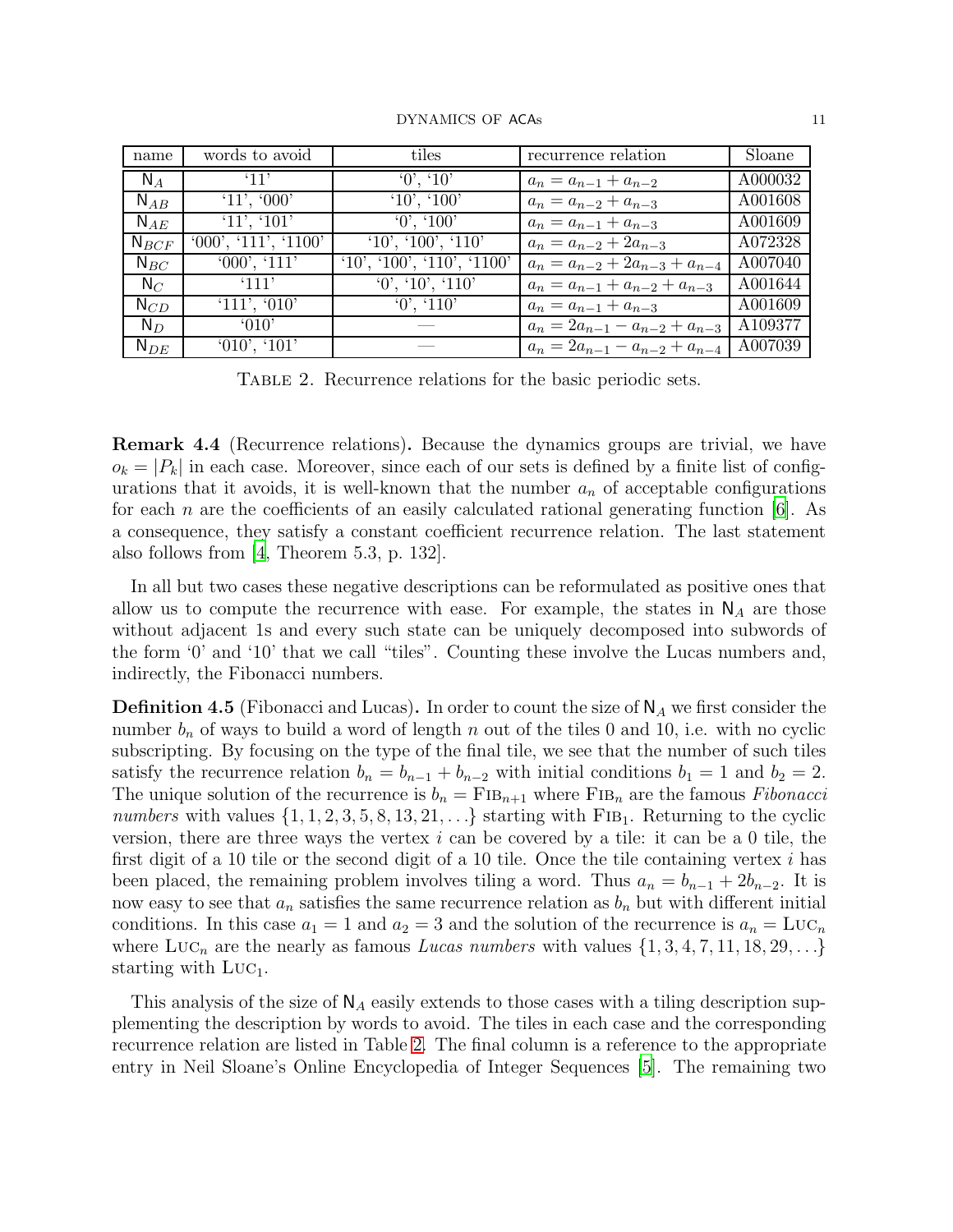| name | words to avoid | tiles | recurrence relation | Sloane |
| --- | --- | --- | --- | --- |
| $\mathsf{N}_A$ | '11' | '0', '10' | $a_n = a_{n-1} + a_{n-2}$ | A000032 |
| $\mathsf{N}_{AB}$ | '11', '000' | '10', '100' | $a_n = a_{n-2} + a_{n-3}$ | A001608 |
| $\mathsf{N}_{AE}$ | '11', '101' | '0', '100' | $a_n = a_{n-1} + a_{n-3}$ | A001609 |
| $\mathsf{N}_{BCF}$ | '000', '111', '1100' | '10', '100', '110' | $a_n = a_{n-2} + 2a_{n-3}$ | A072328 |
| $\mathsf{N}_{BC}$ | '000', '111' | '10', '100', '110', '1100' | $a_n = a_{n-2} + 2a_{n-3} + a_{n-4}$ | A007040 |
| $\mathsf{N}_C$ | '111' | '0', '10', '110' | $a_n = a_{n-1} + a_{n-2} + a_{n-3}$ | A001644 |
| $\mathsf{N}_{CD}$ | '111', '010' | '0', '110' | $a_n = a_{n-1} + a_{n-3}$ | A001609 |
| $\mathsf{N}_D$ | '010' | — | $a_n = 2a_{n-1} - a_{n-2} + a_{n-3}$ | A109377 |
| $\mathsf{N}_{DE}$ | '010', '101' | — | $a_n = 2a_{n-1} - a_{n-2} + a_{n-4}$ | A007039 |

Table 2. Recurrence relations for the basic periodic sets.

**Remark 4.4** (Recurrence relations)**.** Because the dynamics groups are trivial, we have $o_k = |P_k|$ in each case. Moreover, since each of our sets is defined by a finite list of configurations that it avoids, it is well-known that the number $a_n$ of acceptable configurations for each $n$ are the coefficients of an easily calculated rational generating function [6]. As a consequence, they satisfy a constant coefficient recurrence relation. The last statement also follows from [4, Theorem 5.3, p. 132].

In all but two cases these negative descriptions can be reformulated as positive ones that allow us to compute the recurrence with ease. For example, the states in $\mathsf{N}_A$ are those without adjacent 1s and every such state can be uniquely decomposed into subwords of the form '0' and '10' that we call "tiles". Counting these involve the Lucas numbers and, indirectly, the Fibonacci numbers.

**Definition 4.5** (Fibonacci and Lucas)**.** In order to count the size of $\mathsf{N}_A$ we first consider the number $b_n$ of ways to build a word of length $n$ out of the tiles 0 and 10, i.e. with no cyclic subscripting. By focusing on the type of the final tile, we see that the number of such tiles satisfy the recurrence relation $b_n = b_{n-1} + b_{n-2}$ with initial conditions $b_1 = 1$ and $b_2 = 2$. The unique solution of the recurrence is $b_n = \text{FIB}_{n+1}$ where $\text{FIB}_n$ are the famous *Fibonacci numbers* with values $\{1, 1, 2, 3, 5, 8, 13, 21, \ldots\}$ starting with $\text{FIB}_1$. Returning to the cyclic version, there are three ways the vertex $i$ can be covered by a tile: it can be a 0 tile, the first digit of a 10 tile or the second digit of a 10 tile. Once the tile containing vertex $i$ has been placed, the remaining problem involves tiling a word. Thus $a_n = b_{n-1} + 2b_{n-2}$. It is now easy to see that $a_n$ satisfies the same recurrence relation as $b_n$ but with different initial conditions. In this case $a_1 = 1$ and $a_2 = 3$ and the solution of the recurrence is $a_n = \text{LUC}_n$ where $\text{LUC}_n$ are the nearly as famous *Lucas numbers* with values $\{1, 3, 4, 7, 11, 18, 29, \ldots\}$ starting with $\text{LUC}_1$.

This analysis of the size of $\mathsf{N}_A$ easily extends to those cases with a tiling description supplementing the description by words to avoid. The tiles in each case and the corresponding recurrence relation are listed in Table 2. The final column is a reference to the appropriate entry in Neil Sloane's Online Encyclopedia of Integer Sequences [5]. The remaining two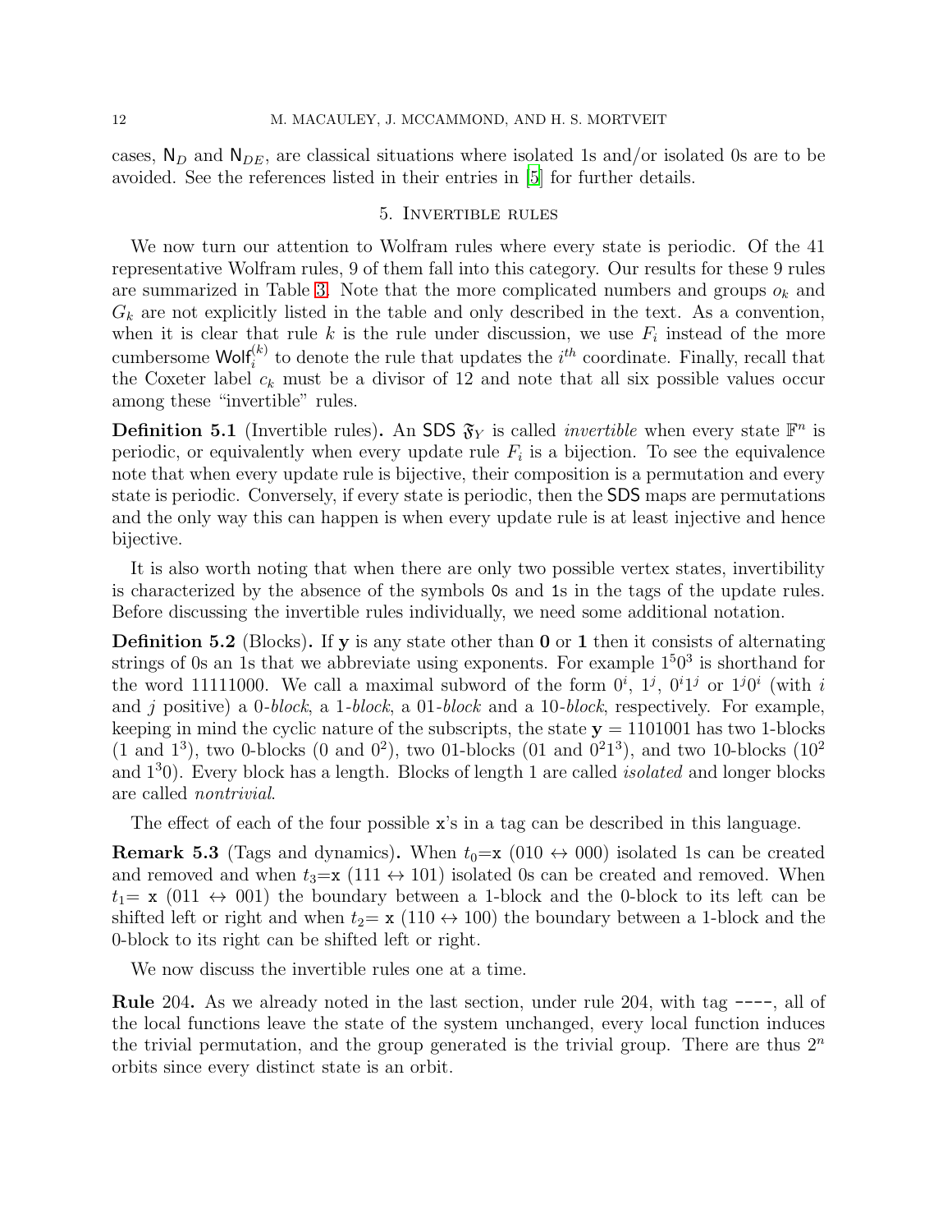cases, $\mathsf{N}_D$ and $\mathsf{N}_{DE}$, are classical situations where isolated 1s and/or isolated 0s are to be avoided. See the references listed in their entries in [5] for further details.

## 5. Invertible rules

We now turn our attention to Wolfram rules where every state is periodic. Of the 41 representative Wolfram rules, 9 of them fall into this category. Our results for these 9 rules are summarized in Table 3. Note that the more complicated numbers and groups $o_k$ and $G_k$ are not explicitly listed in the table and only described in the text. As a convention, when it is clear that rule $k$ is the rule under discussion, we use $F_i$ instead of the more cumbersome $\mathsf{Wolf}_i^{(k)}$ to denote the rule that updates the $i^{th}$ coordinate. Finally, recall that the Coxeter label $c_k$ must be a divisor of 12 and note that all six possible values occur among these "invertible" rules.

**Definition 5.1** (Invertible rules)**.** An $\mathsf{SDS}$ $\mathfrak{F}_Y$ is called *invertible* when every state $\mathbb{F}^n$ is periodic, or equivalently when every update rule $F_i$ is a bijection. To see the equivalence note that when every update rule is bijective, their composition is a permutation and every state is periodic. Conversely, if every state is periodic, then the $\mathsf{SDS}$ maps are permutations and the only way this can happen is when every update rule is at least injective and hence bijective.

It is also worth noting that when there are only two possible vertex states, invertibility is characterized by the absence of the symbols `0`s and `1`s in the tags of the update rules. Before discussing the invertible rules individually, we need some additional notation.

**Definition 5.2** (Blocks)**.** If $\mathbf{y}$ is any state other than $\mathbf{0}$ or $\mathbf{1}$ then it consists of alternating strings of 0s an 1s that we abbreviate using exponents. For example $1^5 0^3$ is shorthand for the word 11111000. We call a maximal subword of the form $0^i$, $1^j$, $0^i 1^j$ or $1^j 0^i$ (with $i$ and $j$ positive) a *0-block*, a *1-block*, a *01-block* and a *10-block*, respectively. For example, keeping in mind the cyclic nature of the subscripts, the state $\mathbf{y} = 1101001$ has two 1-blocks (1 and $1^3$), two 0-blocks (0 and $0^2$), two 01-blocks (01 and $0^2 1^3$), and two 10-blocks ($10^2$ and $1^3 0$). Every block has a length. Blocks of length 1 are called *isolated* and longer blocks are called *nontrivial*.

The effect of each of the four possible `x`'s in a tag can be described in this language.

**Remark 5.3** (Tags and dynamics)**.** When $t_0$=`x` ($010 \leftrightarrow 000$) isolated 1s can be created and removed and when $t_3$=`x` ($111 \leftrightarrow 101$) isolated 0s can be created and removed. When $t_1$= `x` ($011 \leftrightarrow 001$) the boundary between a 1-block and the 0-block to its left can be shifted left or right and when $t_2$= `x` ($110 \leftrightarrow 100$) the boundary between a 1-block and the 0-block to its right can be shifted left or right.

We now discuss the invertible rules one at a time.

**Rule** 204**.** As we already noted in the last section, under rule 204, with tag `----`, all of the local functions leave the state of the system unchanged, every local function induces the trivial permutation, and the group generated is the trivial group. There are thus $2^n$ orbits since every distinct state is an orbit.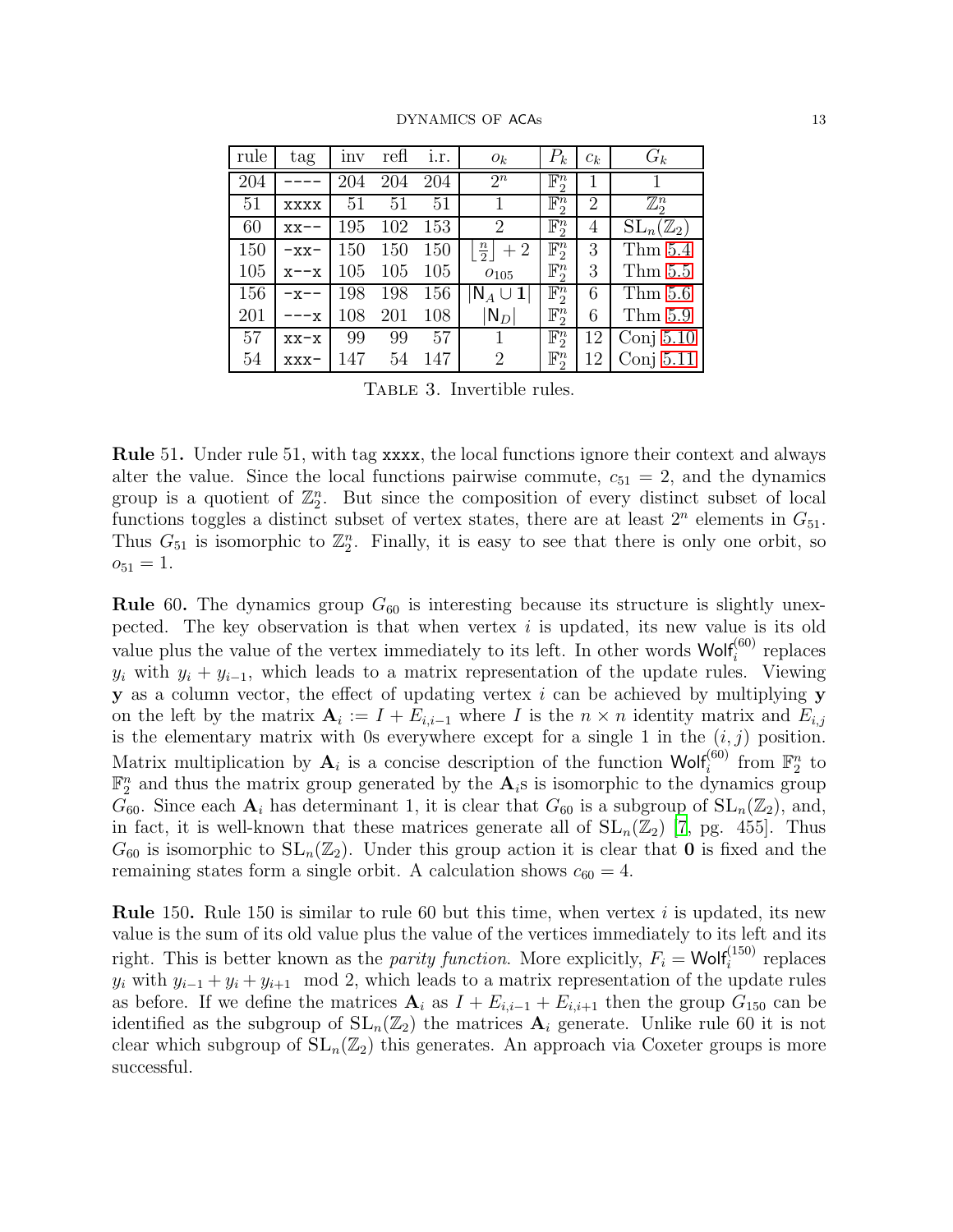| rule | tag | inv | refl | i.r. | $o_k$ | $P_k$ | $c_k$ | $G_k$ |
|---|---|---|---|---|---|---|---|---|
| 204 | `----` | 204 | 204 | 204 | $2^n$ | $\mathbb{F}_2^n$ | 1 | 1 |
| 51 | `xxxx` | 51 | 51 | 51 | 1 | $\mathbb{F}_2^n$ | 2 | $\mathbb{Z}_2^n$ |
| 60 | `xx--` | 195 | 102 | 153 | 2 | $\mathbb{F}_2^n$ | 4 | $\mathrm{SL}_n(\mathbb{Z}_2)$ |
| 150 | `-xx-` | 150 | 150 | 150 | $\lfloor \frac{n}{2} \rfloor + 2$ | $\mathbb{F}_2^n$ | 3 | Thm 5.4 |
| 105 | `x--x` | 105 | 105 | 105 | $o_{105}$ | $\mathbb{F}_2^n$ | 3 | Thm 5.5 |
| 156 | `-x--` | 198 | 198 | 156 | $\lvert \mathsf{N}_A \cup \mathbf{1} \rvert$ | $\mathbb{F}_2^n$ | 6 | Thm 5.6 |
| 201 | `---x` | 108 | 201 | 108 | $\lvert \mathsf{N}_D \rvert$ | $\mathbb{F}_2^n$ | 6 | Thm 5.9 |
| 57 | `xx-x` | 99 | 99 | 57 | 1 | $\mathbb{F}_2^n$ | 12 | Conj 5.10 |
| 54 | `xxx-` | 147 | 54 | 147 | 2 | $\mathbb{F}_2^n$ | 12 | Conj 5.11 |

Table 3. Invertible rules.

**Rule** 51. Under rule 51, with tag `xxxx`, the local functions ignore their context and always alter the value. Since the local functions pairwise commute, $c_{51} = 2$, and the dynamics group is a quotient of $\mathbb{Z}_2^n$. But since the composition of every distinct subset of local functions toggles a distinct subset of vertex states, there are at least $2^n$ elements in $G_{51}$. Thus $G_{51}$ is isomorphic to $\mathbb{Z}_2^n$. Finally, it is easy to see that there is only one orbit, so $o_{51} = 1$.

**Rule** 60. The dynamics group $G_{60}$ is interesting because its structure is slightly unexpected. The key observation is that when vertex $i$ is updated, its new value is its old value plus the value of the vertex immediately to its left. In other words $\mathsf{Wolf}_i^{(60)}$ replaces $y_i$ with $y_i + y_{i-1}$, which leads to a matrix representation of the update rules. Viewing $\mathbf{y}$ as a column vector, the effect of updating vertex $i$ can be achieved by multiplying $\mathbf{y}$ on the left by the matrix $\mathbf{A}_i := I + E_{i,i-1}$ where $I$ is the $n \times n$ identity matrix and $E_{i,j}$ is the elementary matrix with 0s everywhere except for a single 1 in the $(i, j)$ position. Matrix multiplication by $\mathbf{A}_i$ is a concise description of the function $\mathsf{Wolf}_i^{(60)}$ from $\mathbb{F}_2^n$ to $\mathbb{F}_2^n$ and thus the matrix group generated by the $\mathbf{A}_i$s is isomorphic to the dynamics group $G_{60}$. Since each $\mathbf{A}_i$ has determinant 1, it is clear that $G_{60}$ is a subgroup of $\mathrm{SL}_n(\mathbb{Z}_2)$, and, in fact, it is well-known that these matrices generate all of $\mathrm{SL}_n(\mathbb{Z}_2)$ [7, pg. 455]. Thus $G_{60}$ is isomorphic to $\mathrm{SL}_n(\mathbb{Z}_2)$. Under this group action it is clear that $\mathbf{0}$ is fixed and the remaining states form a single orbit. A calculation shows $c_{60} = 4$.

**Rule** 150. Rule 150 is similar to rule 60 but this time, when vertex $i$ is updated, its new value is the sum of its old value plus the value of the vertices immediately to its left and its right. This is better known as the *parity function*. More explicitly, $F_i = \mathsf{Wolf}_i^{(150)}$ replaces $y_i$ with $y_{i-1} + y_i + y_{i+1} \mod 2$, which leads to a matrix representation of the update rules as before. If we define the matrices $\mathbf{A}_i$ as $I + E_{i,i-1} + E_{i,i+1}$ then the group $G_{150}$ can be identified as the subgroup of $\mathrm{SL}_n(\mathbb{Z}_2)$ the matrices $\mathbf{A}_i$ generate. Unlike rule 60 it is not clear which subgroup of $\mathrm{SL}_n(\mathbb{Z}_2)$ this generates. An approach via Coxeter groups is more successful.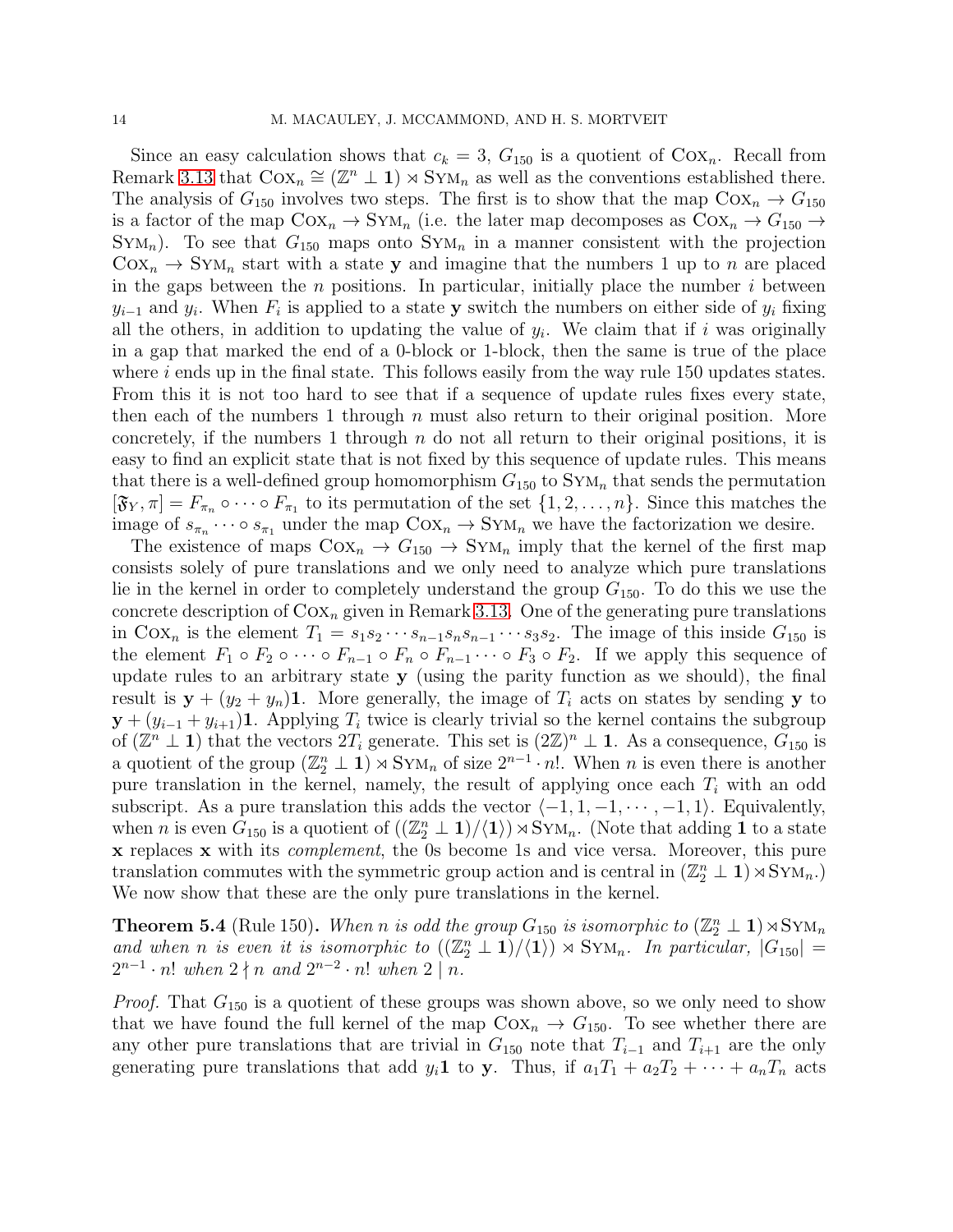Since an easy calculation shows that $c_k = 3$, $G_{150}$ is a quotient of $\text{Cox}_n$. Recall from Remark 3.13 that $\text{Cox}_n \cong (\mathbb{Z}^n \perp \mathbf{1}) \rtimes \text{Sym}_n$ as well as the conventions established there. The analysis of $G_{150}$ involves two steps. The first is to show that the map $\text{Cox}_n \to G_{150}$ is a factor of the map $\text{Cox}_n \to \text{Sym}_n$ (i.e. the later map decomposes as $\text{Cox}_n \to G_{150} \to \text{Sym}_n$). To see that $G_{150}$ maps onto $\text{Sym}_n$ in a manner consistent with the projection $\text{Cox}_n \to \text{Sym}_n$ start with a state $\mathbf{y}$ and imagine that the numbers 1 up to $n$ are placed in the gaps between the $n$ positions. In particular, initially place the number $i$ between $y_{i-1}$ and $y_i$. When $F_i$ is applied to a state $\mathbf{y}$ switch the numbers on either side of $y_i$ fixing all the others, in addition to updating the value of $y_i$. We claim that if $i$ was originally in a gap that marked the end of a 0-block or 1-block, then the same is true of the place where $i$ ends up in the final state. This follows easily from the way rule 150 updates states. From this it is not too hard to see that if a sequence of update rules fixes every state, then each of the numbers 1 through $n$ must also return to their original position. More concretely, if the numbers 1 through $n$ do not all return to their original positions, it is easy to find an explicit state that is not fixed by this sequence of update rules. This means that there is a well-defined group homomorphism $G_{150}$ to $\text{Sym}_n$ that sends the permutation $[\mathfrak{F}_Y, \pi] = F_{\pi_n} \circ \cdots \circ F_{\pi_1}$ to its permutation of the set $\{1, 2, \ldots, n\}$. Since this matches the image of $s_{\pi_n} \cdots \circ s_{\pi_1}$ under the map $\text{Cox}_n \to \text{Sym}_n$ we have the factorization we desire.

The existence of maps $\text{Cox}_n \to G_{150} \to \text{Sym}_n$ imply that the kernel of the first map consists solely of pure translations and we only need to analyze which pure translations lie in the kernel in order to completely understand the group $G_{150}$. To do this we use the concrete description of $\text{Cox}_n$ given in Remark 3.13. One of the generating pure translations in $\text{Cox}_n$ is the element $T_1 = s_1 s_2 \cdots s_{n-1} s_n s_{n-1} \cdots s_3 s_2$. The image of this inside $G_{150}$ is the element $F_1 \circ F_2 \circ \cdots \circ F_{n-1} \circ F_n \circ F_{n-1} \cdots \circ F_3 \circ F_2$. If we apply this sequence of update rules to an arbitrary state $\mathbf{y}$ (using the parity function as we should), the final result is $\mathbf{y} + (y_2 + y_n)\mathbf{1}$. More generally, the image of $T_i$ acts on states by sending $\mathbf{y}$ to $\mathbf{y} + (y_{i-1} + y_{i+1})\mathbf{1}$. Applying $T_i$ twice is clearly trivial so the kernel contains the subgroup of $(\mathbb{Z}^n \perp \mathbf{1})$ that the vectors $2T_i$ generate. This set is $(2\mathbb{Z})^n \perp \mathbf{1}$. As a consequence, $G_{150}$ is a quotient of the group $(\mathbb{Z}_2^n \perp \mathbf{1}) \rtimes \text{Sym}_n$ of size $2^{n-1} \cdot n!$. When $n$ is even there is another pure translation in the kernel, namely, the result of applying once each $T_i$ with an odd subscript. As a pure translation this adds the vector $\langle -1, 1, -1, \cdots, -1, 1\rangle$. Equivalently, when $n$ is even $G_{150}$ is a quotient of $((\mathbb{Z}_2^n \perp \mathbf{1})/\langle \mathbf{1}\rangle) \rtimes \text{Sym}_n$. (Note that adding $\mathbf{1}$ to a state $\mathbf{x}$ replaces $\mathbf{x}$ with its *complement*, the 0s become 1s and vice versa. Moreover, this pure translation commutes with the symmetric group action and is central in $(\mathbb{Z}_2^n \perp \mathbf{1}) \rtimes \text{Sym}_n$.) We now show that these are the only pure translations in the kernel.

**Theorem 5.4** (Rule 150). *When $n$ is odd the group $G_{150}$ is isomorphic to $(\mathbb{Z}_2^n \perp \mathbf{1}) \rtimes \text{Sym}_n$ and when $n$ is even it is isomorphic to $((\mathbb{Z}_2^n \perp \mathbf{1})/\langle \mathbf{1}\rangle) \rtimes \text{Sym}_n$. In particular, $|G_{150}| = 2^{n-1} \cdot n!$ when $2 \nmid n$ and $2^{n-2} \cdot n!$ when $2 \mid n$.*

*Proof.* That $G_{150}$ is a quotient of these groups was shown above, so we only need to show that we have found the full kernel of the map $\text{Cox}_n \to G_{150}$. To see whether there are any other pure translations that are trivial in $G_{150}$ note that $T_{i-1}$ and $T_{i+1}$ are the only generating pure translations that add $y_i \mathbf{1}$ to $\mathbf{y}$. Thus, if $a_1 T_1 + a_2 T_2 + \cdots + a_n T_n$ acts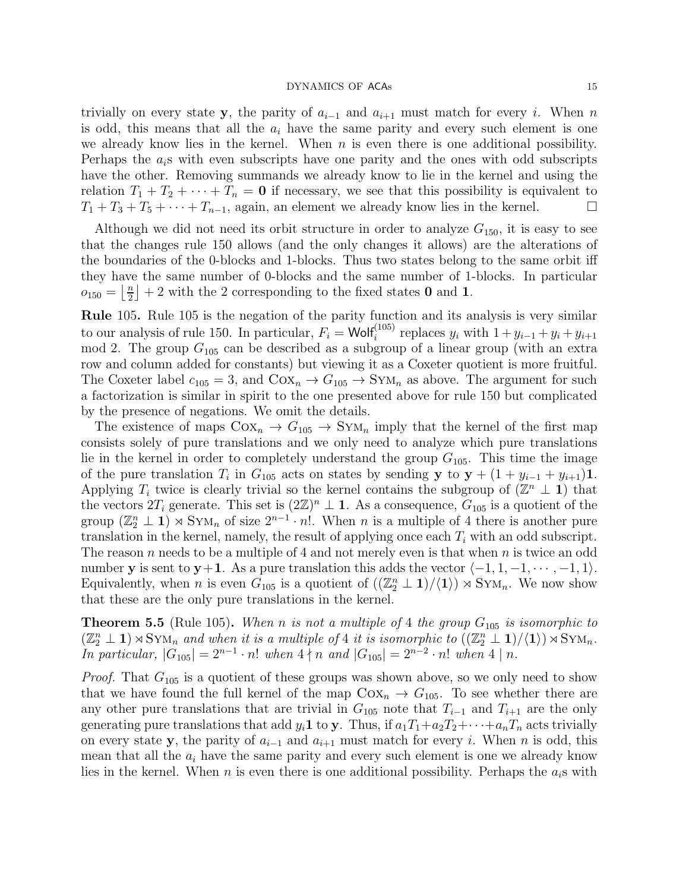trivially on every state $\mathbf{y}$, the parity of $a_{i-1}$ and $a_{i+1}$ must match for every $i$. When $n$ is odd, this means that all the $a_i$ have the same parity and every such element is one we already know lies in the kernel. When $n$ is even there is one additional possibility. Perhaps the $a_i$s with even subscripts have one parity and the ones with odd subscripts have the other. Removing summands we already know to lie in the kernel and using the relation $T_1 + T_2 + \cdots + T_n = \mathbf{0}$ if necessary, we see that this possibility is equivalent to $T_1 + T_3 + T_5 + \cdots + T_{n-1}$, again, an element we already know lies in the kernel. □

Although we did not need its orbit structure in order to analyze $G_{150}$, it is easy to see that the changes rule 150 allows (and the only changes it allows) are the alterations of the boundaries of the 0-blocks and 1-blocks. Thus two states belong to the same orbit iff they have the same number of 0-blocks and the same number of 1-blocks. In particular $o_{150} = \left\lfloor \frac{n}{2} \right\rfloor + 2$ with the 2 corresponding to the fixed states $\mathbf{0}$ and $\mathbf{1}$.

**Rule** 105**.** Rule 105 is the negation of the parity function and its analysis is very similar to our analysis of rule 150. In particular, $F_i = \mathsf{Wolf}_i^{(105)}$ replaces $y_i$ with $1 + y_{i-1} + y_i + y_{i+1}$ mod 2. The group $G_{105}$ can be described as a subgroup of a linear group (with an extra row and column added for constants) but viewing it as a Coxeter quotient is more fruitful. The Coxeter label $c_{105} = 3$, and $\textsc{Cox}_n \to G_{105} \to \textsc{Sym}_n$ as above. The argument for such a factorization is similar in spirit to the one presented above for rule 150 but complicated by the presence of negations. We omit the details.

The existence of maps $\textsc{Cox}_n \to G_{105} \to \textsc{Sym}_n$ imply that the kernel of the first map consists solely of pure translations and we only need to analyze which pure translations lie in the kernel in order to completely understand the group $G_{105}$. This time the image of the pure translation $T_i$ in $G_{105}$ acts on states by sending $\mathbf{y}$ to $\mathbf{y} + (1 + y_{i-1} + y_{i+1})\mathbf{1}$. Applying $T_i$ twice is clearly trivial so the kernel contains the subgroup of $(\mathbb{Z}^n \perp \mathbf{1})$ that the vectors $2T_i$ generate. This set is $(2\mathbb{Z})^n \perp \mathbf{1}$. As a consequence, $G_{105}$ is a quotient of the group $(\mathbb{Z}_2^n \perp \mathbf{1}) \rtimes \textsc{Sym}_n$ of size $2^{n-1} \cdot n!$. When $n$ is a multiple of 4 there is another pure translation in the kernel, namely, the result of applying once each $T_i$ with an odd subscript. The reason $n$ needs to be a multiple of 4 and not merely even is that when $n$ is twice an odd number $\mathbf{y}$ is sent to $\mathbf{y}+\mathbf{1}$. As a pure translation this adds the vector $\langle -1, 1, -1, \cdots, -1, 1\rangle$. Equivalently, when $n$ is even $G_{105}$ is a quotient of $((\mathbb{Z}_2^n \perp \mathbf{1})/\langle \mathbf{1}\rangle) \rtimes \textsc{Sym}_n$. We now show that these are the only pure translations in the kernel.

**Theorem 5.5** (Rule 105)**.** *When $n$ is not a multiple of 4 the group $G_{105}$ is isomorphic to $(\mathbb{Z}_2^n \perp \mathbf{1}) \rtimes \textsc{Sym}_n$ and when it is a multiple of 4 it is isomorphic to $((\mathbb{Z}_2^n \perp \mathbf{1})/\langle \mathbf{1}\rangle) \rtimes \textsc{Sym}_n$. In particular, $|G_{105}| = 2^{n-1} \cdot n!$ when $4 \nmid n$ and $|G_{105}| = 2^{n-2} \cdot n!$ when $4 \mid n$.*

*Proof.* That $G_{105}$ is a quotient of these groups was shown above, so we only need to show that we have found the full kernel of the map $\textsc{Cox}_n \to G_{105}$. To see whether there are any other pure translations that are trivial in $G_{105}$ note that $T_{i-1}$ and $T_{i+1}$ are the only generating pure translations that add $y_i\mathbf{1}$ to $\mathbf{y}$. Thus, if $a_1T_1 + a_2T_2 + \cdots + a_nT_n$ acts trivially on every state $\mathbf{y}$, the parity of $a_{i-1}$ and $a_{i+1}$ must match for every $i$. When $n$ is odd, this mean that all the $a_i$ have the same parity and every such element is one we already know lies in the kernel. When $n$ is even there is one additional possibility. Perhaps the $a_i$s with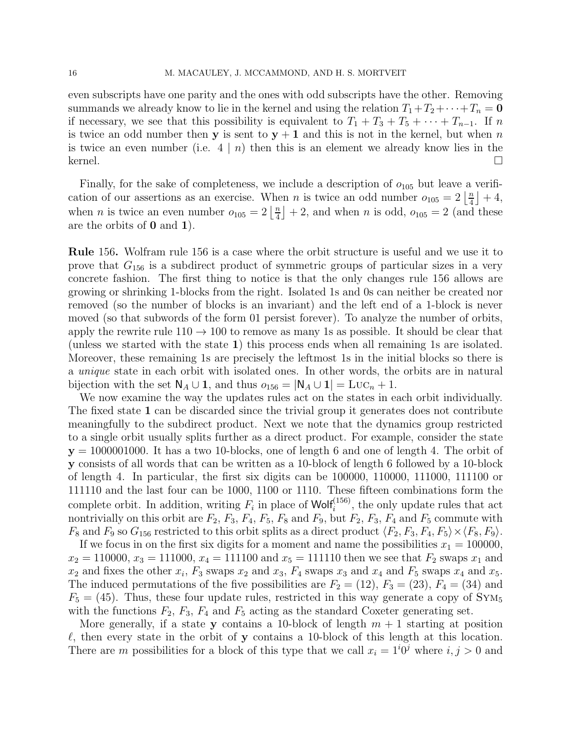even subscripts have one parity and the ones with odd subscripts have the other. Removing summands we already know to lie in the kernel and using the relation $T_1+T_2+\cdots+T_n = \mathbf{0}$ if necessary, we see that this possibility is equivalent to $T_1 + T_3 + T_5 + \cdots + T_{n-1}$. If $n$ is twice an odd number then $\mathbf{y}$ is sent to $\mathbf{y} + \mathbf{1}$ and this is not in the kernel, but when $n$ is twice an even number (i.e. $4 \mid n$) then this is an element we already know lies in the kernel. $\square$

Finally, for the sake of completeness, we include a description of $o_{105}$ but leave a verification of our assertions as an exercise. When $n$ is twice an odd number $o_{105} = 2\left\lfloor \frac{n}{4} \right\rfloor + 4$, when $n$ is twice an even number $o_{105} = 2\left\lfloor \frac{n}{4} \right\rfloor + 2$, and when $n$ is odd, $o_{105} = 2$ (and these are the orbits of $\mathbf{0}$ and $\mathbf{1}$).

**Rule 156.** Wolfram rule 156 is a case where the orbit structure is useful and we use it to prove that $G_{156}$ is a subdirect product of symmetric groups of particular sizes in a very concrete fashion. The first thing to notice is that the only changes rule 156 allows are growing or shrinking 1-blocks from the right. Isolated 1s and 0s can neither be created nor removed (so the number of blocks is an invariant) and the left end of a 1-block is never moved (so that subwords of the form 01 persist forever). To analyze the number of orbits, apply the rewrite rule $110 \to 100$ to remove as many 1s as possible. It should be clear that (unless we started with the state $\mathbf{1}$) this process ends when all remaining 1s are isolated. Moreover, these remaining 1s are precisely the leftmost 1s in the initial blocks so there is a *unique* state in each orbit with isolated ones. In other words, the orbits are in natural bijection with the set $\mathsf{N}_A \cup \mathbf{1}$, and thus $o_{156} = |\mathsf{N}_A \cup \mathbf{1}| = \textsc{Luc}_n + 1$.

We now examine the way the updates rules act on the states in each orbit individually. The fixed state $\mathbf{1}$ can be discarded since the trivial group it generates does not contribute meaningfully to the subdirect product. Next we note that the dynamics group restricted to a single orbit usually splits further as a direct product. For example, consider the state $\mathbf{y} = 1000001000$. It has a two 10-blocks, one of length 6 and one of length 4. The orbit of $\mathbf{y}$ consists of all words that can be written as a 10-block of length 6 followed by a 10-block of length 4. In particular, the first six digits can be 100000, 110000, 111000, 111100 or 111110 and the last four can be 1000, 1100 or 1110. These fifteen combinations form the complete orbit. In addition, writing $F_i$ in place of $\mathsf{Wolf}_i^{(156)}$, the only update rules that act nontrivially on this orbit are $F_2$, $F_3$, $F_4$, $F_5$, $F_8$ and $F_9$, but $F_2$, $F_3$, $F_4$ and $F_5$ commute with $F_8$ and $F_9$ so $G_{156}$ restricted to this orbit splits as a direct product $\langle F_2, F_3, F_4, F_5\rangle \times \langle F_8, F_9\rangle$.

If we focus in on the first six digits for a moment and name the possibilities $x_1 = 100000$, $x_2 = 110000$, $x_3 = 111000$, $x_4 = 111100$ and $x_5 = 111110$ then we see that $F_2$ swaps $x_1$ and $x_2$ and fixes the other $x_i$, $F_3$ swaps $x_2$ and $x_3$, $F_4$ swaps $x_3$ and $x_4$ and $F_5$ swaps $x_4$ and $x_5$. The induced permutations of the five possibilities are $F_2 = (12)$, $F_3 = (23)$, $F_4 = (34)$ and $F_5 = (45)$. Thus, these four update rules, restricted in this way generate a copy of $\textsc{Sym}_5$ with the functions $F_2$, $F_3$, $F_4$ and $F_5$ acting as the standard Coxeter generating set.

More generally, if a state $\mathbf{y}$ contains a 10-block of length $m+1$ starting at position $\ell$, then every state in the orbit of $\mathbf{y}$ contains a 10-block of this length at this location. There are $m$ possibilities for a block of this type that we call $x_i = 1^i0^j$ where $i, j > 0$ and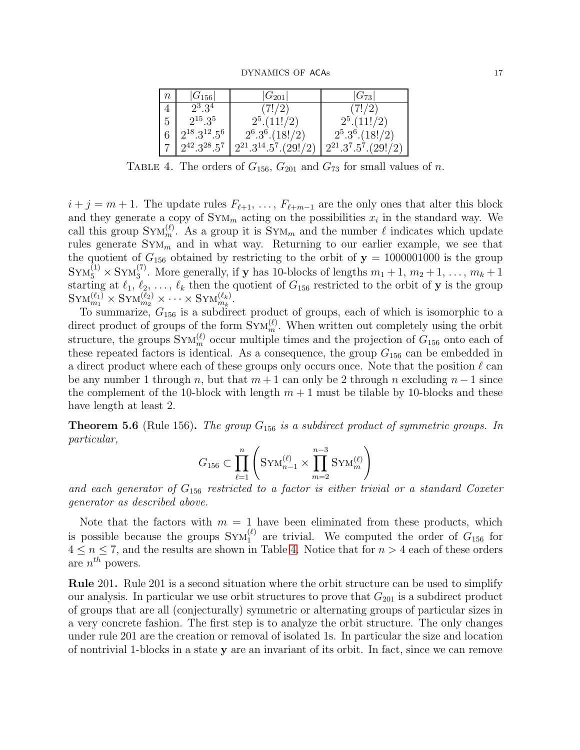| $n$ | $\|G_{156}\|$ | $\|G_{201}\|$ | $\|G_{73}\|$ |
|---|---|---|---|
| 4 | $2^3.3^4$ | $(7!/2)$ | $(7!/2)$ |
| 5 | $2^{15}.3^5$ | $2^5.(11!/2)$ | $2^5.(11!/2)$ |
| 6 | $2^{18}.3^{12}.5^6$ | $2^6.3^6.(18!/2)$ | $2^5.3^6.(18!/2)$ |
| 7 | $2^{42}.3^{28}.5^7$ | $2^{21}.3^{14}.5^7.(29!/2)$ | $2^{21}.3^7.5^7.(29!/2)$ |

Table 4. The orders of $G_{156}$, $G_{201}$ and $G_{73}$ for small values of $n$.

$i + j = m + 1$. The update rules $F_{\ell+1}, \ldots, F_{\ell+m-1}$ are the only ones that alter this block and they generate a copy of $\text{Sym}_m$ acting on the possibilities $x_i$ in the standard way. We call this group $\text{Sym}_m^{(\ell)}$. As a group it is $\text{Sym}_m$ and the number $\ell$ indicates which update rules generate $\text{Sym}_m$ and in what way. Returning to our earlier example, we see that the quotient of $G_{156}$ obtained by restricting to the orbit of $\mathbf{y} = 1000001000$ is the group $\text{Sym}_5^{(1)} \times \text{Sym}_3^{(7)}$. More generally, if $\mathbf{y}$ has 10-blocks of lengths $m_1 + 1, m_2 + 1, \ldots, m_k + 1$ starting at $\ell_1, \ell_2, \ldots, \ell_k$ then the quotient of $G_{156}$ restricted to the orbit of $\mathbf{y}$ is the group $\text{Sym}_{m_1}^{(\ell_1)} \times \text{Sym}_{m_2}^{(\ell_2)} \times \cdots \times \text{Sym}_{m_k}^{(\ell_k)}$.

To summarize, $G_{156}$ is a subdirect product of groups, each of which is isomorphic to a direct product of groups of the form $\text{Sym}_m^{(\ell)}$. When written out completely using the orbit structure, the groups $\text{Sym}_m^{(\ell)}$ occur multiple times and the projection of $G_{156}$ onto each of these repeated factors is identical. As a consequence, the group $G_{156}$ can be embedded in a direct product where each of these groups only occurs once. Note that the position $\ell$ can be any number 1 through $n$, but that $m+1$ can only be 2 through $n$ excluding $n-1$ since the complement of the 10-block with length $m+1$ must be tilable by 10-blocks and these have length at least 2.

**Theorem 5.6** (Rule 156)**.** *The group $G_{156}$ is a subdirect product of symmetric groups. In particular,*

$$G_{156} \subset \prod_{\ell=1}^{n} \left( \text{Sym}_{n-1}^{(\ell)} \times \prod_{m=2}^{n-3} \text{Sym}_m^{(\ell)} \right)$$

*and each generator of $G_{156}$ restricted to a factor is either trivial or a standard Coxeter generator as described above.*

Note that the factors with $m = 1$ have been eliminated from these products, which is possible because the groups $\text{Sym}_1^{(\ell)}$ are trivial. We computed the order of $G_{156}$ for $4 \leq n \leq 7$, and the results are shown in Table 4. Notice that for $n > 4$ each of these orders are $n^{th}$ powers.

**Rule** 201**.** Rule 201 is a second situation where the orbit structure can be used to simplify our analysis. In particular we use orbit structures to prove that $G_{201}$ is a subdirect product of groups that are all (conjecturally) symmetric or alternating groups of particular sizes in a very concrete fashion. The first step is to analyze the orbit structure. The only changes under rule 201 are the creation or removal of isolated 1s. In particular the size and location of nontrivial 1-blocks in a state $\mathbf{y}$ are an invariant of its orbit. In fact, since we can remove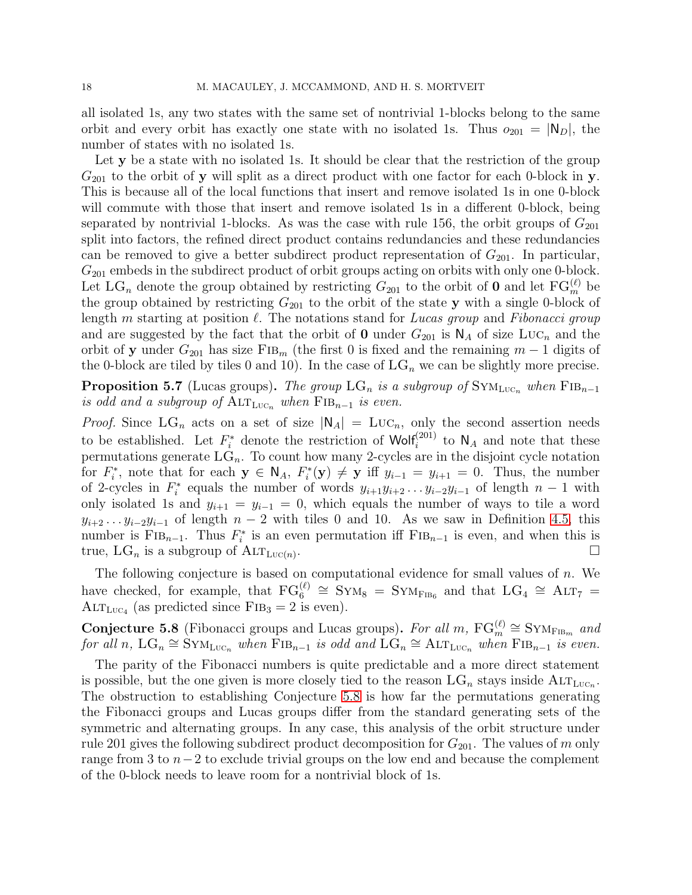all isolated 1s, any two states with the same set of nontrivial 1-blocks belong to the same orbit and every orbit has exactly one state with no isolated 1s. Thus $o_{201} = |\mathsf{N}_D|$, the number of states with no isolated 1s.

Let $\mathbf{y}$ be a state with no isolated 1s. It should be clear that the restriction of the group $G_{201}$ to the orbit of $\mathbf{y}$ will split as a direct product with one factor for each 0-block in $\mathbf{y}$. This is because all of the local functions that insert and remove isolated 1s in one 0-block will commute with those that insert and remove isolated 1s in a different 0-block, being separated by nontrivial 1-blocks. As was the case with rule 156, the orbit groups of $G_{201}$ split into factors, the refined direct product contains redundancies and these redundancies can be removed to give a better subdirect product representation of $G_{201}$. In particular, $G_{201}$ embeds in the subdirect product of orbit groups acting on orbits with only one 0-block. Let $\mathrm{LG}_n$ denote the group obtained by restricting $G_{201}$ to the orbit of $\mathbf{0}$ and let $\mathrm{FG}_m^{(\ell)}$ be the group obtained by restricting $G_{201}$ to the orbit of the state $\mathbf{y}$ with a single 0-block of length $m$ starting at position $\ell$. The notations stand for *Lucas group* and *Fibonacci group* and are suggested by the fact that the orbit of $\mathbf{0}$ under $G_{201}$ is $\mathsf{N}_A$ of size $\mathrm{Luc}_n$ and the orbit of $\mathbf{y}$ under $G_{201}$ has size $\mathrm{Fib}_m$ (the first 0 is fixed and the remaining $m-1$ digits of the 0-block are tiled by tiles 0 and 10). In the case of $\mathrm{LG}_n$ we can be slightly more precise.

**Proposition 5.7** (Lucas groups)**.** *The group $\mathrm{LG}_n$ is a subgroup of $\mathrm{Sym}_{\mathrm{Luc}_n}$ when $\mathrm{Fib}_{n-1}$ is odd and a subgroup of $\mathrm{Alt}_{\mathrm{Luc}_n}$ when $\mathrm{Fib}_{n-1}$ is even.*

*Proof.* Since $\mathrm{LG}_n$ acts on a set of size $|\mathsf{N}_A| = \mathrm{Luc}_n$, only the second assertion needs to be established. Let $F_i^*$ denote the restriction of $\mathsf{Wolf}_i^{(201)}$ to $\mathsf{N}_A$ and note that these permutations generate $\mathrm{LG}_n$. To count how many 2-cycles are in the disjoint cycle notation for $F_i^*$, note that for each $\mathbf{y} \in \mathsf{N}_A$, $F_i^*(\mathbf{y}) \neq \mathbf{y}$ iff $y_{i-1} = y_{i+1} = 0$. Thus, the number of 2-cycles in $F_i^*$ equals the number of words $y_{i+1}y_{i+2}\dots y_{i-2}y_{i-1}$ of length $n-1$ with only isolated 1s and $y_{i+1} = y_{i-1} = 0$, which equals the number of ways to tile a word $y_{i+2}\dots y_{i-2}y_{i-1}$ of length $n-2$ with tiles 0 and 10. As we saw in Definition 4.5, this number is $\mathrm{Fib}_{n-1}$. Thus $F_i^*$ is an even permutation iff $\mathrm{Fib}_{n-1}$ is even, and when this is true, $\mathrm{LG}_n$ is a subgroup of $\mathrm{Alt}_{\mathrm{Luc}(n)}$. $\square$

The following conjecture is based on computational evidence for small values of $n$. We have checked, for example, that $\mathrm{FG}_6^{(\ell)} \cong \mathrm{Sym}_8 = \mathrm{Sym}_{\mathrm{Fib}_6}$ and that $\mathrm{LG}_4 \cong \mathrm{Alt}_7 = \mathrm{Alt}_{\mathrm{Luc}_4}$ (as predicted since $\mathrm{Fib}_3 = 2$ is even).

**Conjecture 5.8** (Fibonacci groups and Lucas groups)**.** *For all $m$, $\mathrm{FG}_m^{(\ell)} \cong \mathrm{Sym}_{\mathrm{Fib}_m}$ and for all $n$, $\mathrm{LG}_n \cong \mathrm{Sym}_{\mathrm{Luc}_n}$ when $\mathrm{Fib}_{n-1}$ is odd and $\mathrm{LG}_n \cong \mathrm{Alt}_{\mathrm{Luc}_n}$ when $\mathrm{Fib}_{n-1}$ is even.*

The parity of the Fibonacci numbers is quite predictable and a more direct statement is possible, but the one given is more closely tied to the reason $\mathrm{LG}_n$ stays inside $\mathrm{Alt}_{\mathrm{Luc}_n}$. The obstruction to establishing Conjecture 5.8 is how far the permutations generating the Fibonacci groups and Lucas groups differ from the standard generating sets of the symmetric and alternating groups. In any case, this analysis of the orbit structure under rule 201 gives the following subdirect product decomposition for $G_{201}$. The values of $m$ only range from 3 to $n-2$ to exclude trivial groups on the low end and because the complement of the 0-block needs to leave room for a nontrivial block of 1s.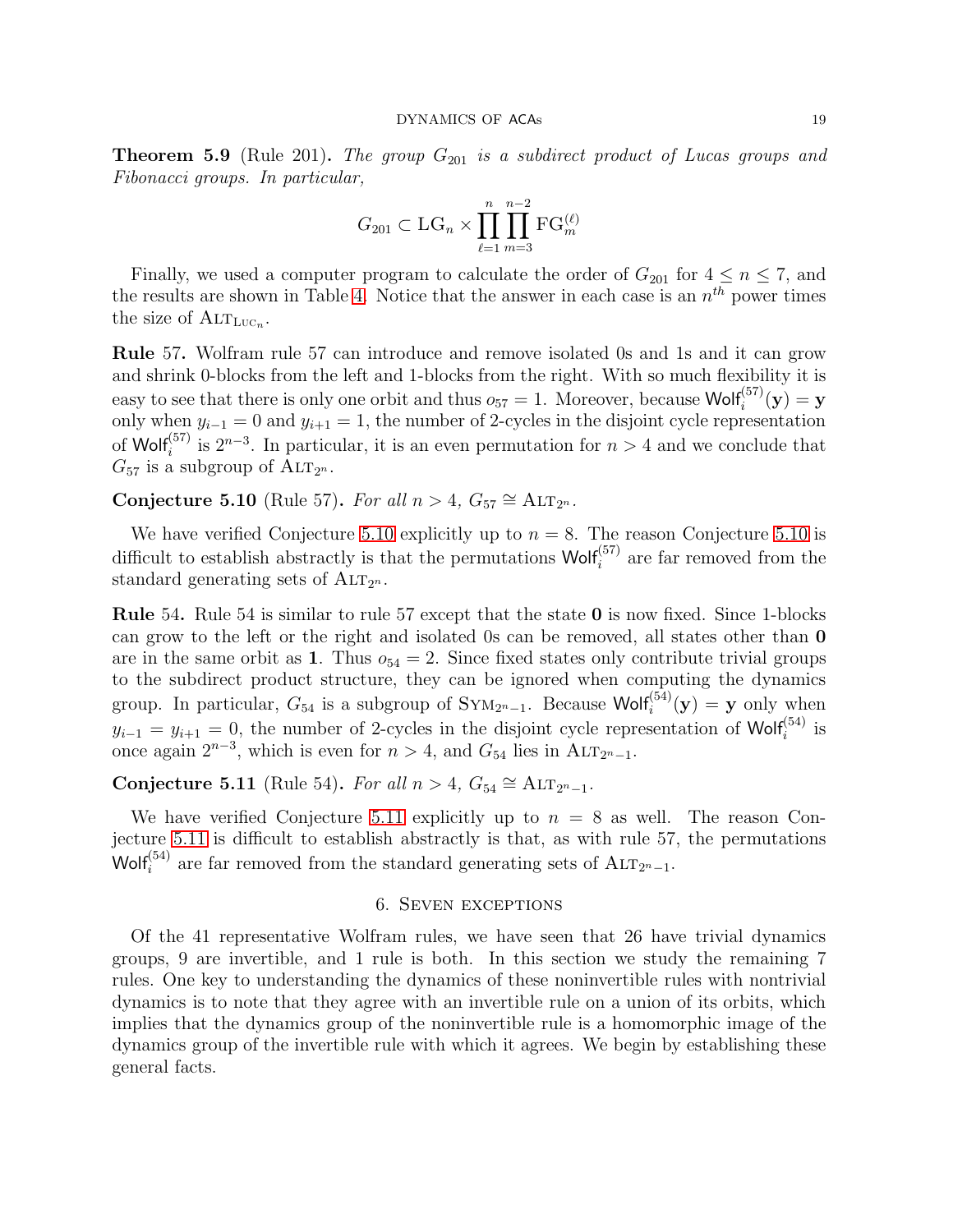**Theorem 5.9** (Rule 201)**.** *The group $G_{201}$ is a subdirect product of Lucas groups and Fibonacci groups. In particular,*

$$G_{201} \subset \mathrm{LG}_n \times \prod_{\ell=1}^{n} \prod_{m=3}^{n-2} \mathrm{FG}_m^{(\ell)}$$

Finally, we used a computer program to calculate the order of $G_{201}$ for $4 \leq n \leq 7$, and the results are shown in Table 4. Notice that the answer in each case is an $n^{th}$ power times the size of $\mathrm{Alt}_{\mathrm{Luc}_n}$.

**Rule** 57**.** Wolfram rule 57 can introduce and remove isolated 0s and 1s and it can grow and shrink 0-blocks from the left and 1-blocks from the right. With so much flexibility it is easy to see that there is only one orbit and thus $o_{57} = 1$. Moreover, because $\mathsf{Wolf}_i^{(57)}(\mathbf{y}) = \mathbf{y}$ only when $y_{i-1} = 0$ and $y_{i+1} = 1$, the number of 2-cycles in the disjoint cycle representation of $\mathsf{Wolf}_i^{(57)}$ is $2^{n-3}$. In particular, it is an even permutation for $n > 4$ and we conclude that $G_{57}$ is a subgroup of $\mathrm{Alt}_{2^n}$.

**Conjecture 5.10** (Rule 57)**.** *For all $n > 4$, $G_{57} \cong \mathrm{Alt}_{2^n}$.*

We have verified Conjecture 5.10 explicitly up to $n = 8$. The reason Conjecture 5.10 is difficult to establish abstractly is that the permutations $\mathsf{Wolf}_i^{(57)}$ are far removed from the standard generating sets of $\mathrm{Alt}_{2^n}$.

**Rule** 54**.** Rule 54 is similar to rule 57 except that the state $\mathbf{0}$ is now fixed. Since 1-blocks can grow to the left or the right and isolated 0s can be removed, all states other than $\mathbf{0}$ are in the same orbit as $\mathbf{1}$. Thus $o_{54} = 2$. Since fixed states only contribute trivial groups to the subdirect product structure, they can be ignored when computing the dynamics group. In particular, $G_{54}$ is a subgroup of $\mathrm{Sym}_{2^n-1}$. Because $\mathsf{Wolf}_i^{(54)}(\mathbf{y}) = \mathbf{y}$ only when $y_{i-1} = y_{i+1} = 0$, the number of 2-cycles in the disjoint cycle representation of $\mathsf{Wolf}_i^{(54)}$ is once again $2^{n-3}$, which is even for $n > 4$, and $G_{54}$ lies in $\mathrm{Alt}_{2^n-1}$.

**Conjecture 5.11** (Rule 54)**.** *For all $n > 4$, $G_{54} \cong \mathrm{Alt}_{2^n-1}$.*

We have verified Conjecture 5.11 explicitly up to $n = 8$ as well. The reason Conjecture 5.11 is difficult to establish abstractly is that, as with rule 57, the permutations $\mathsf{Wolf}_i^{(54)}$ are far removed from the standard generating sets of $\mathrm{Alt}_{2^n-1}$.

## 6. Seven exceptions

Of the 41 representative Wolfram rules, we have seen that 26 have trivial dynamics groups, 9 are invertible, and 1 rule is both. In this section we study the remaining 7 rules. One key to understanding the dynamics of these noninvertible rules with nontrivial dynamics is to note that they agree with an invertible rule on a union of its orbits, which implies that the dynamics group of the noninvertible rule is a homomorphic image of the dynamics group of the invertible rule with which it agrees. We begin by establishing these general facts.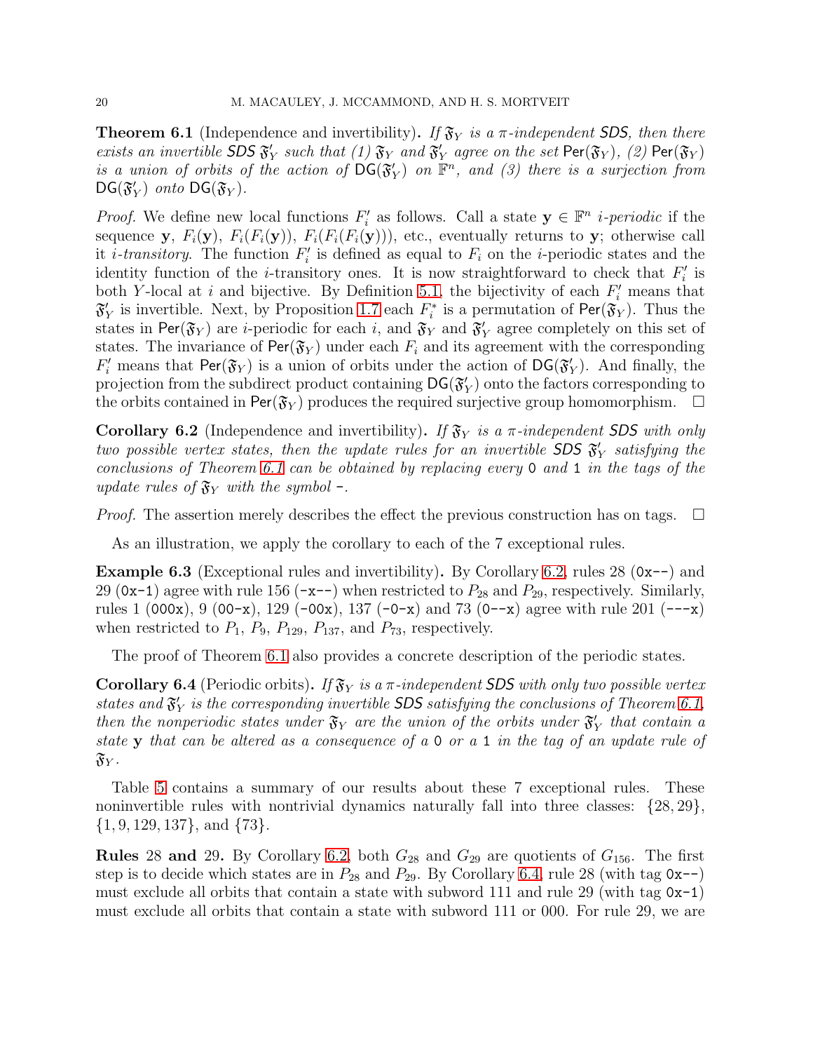**Theorem 6.1** (Independence and invertibility)**.** *If $\mathfrak{F}_Y$ is a $\pi$-independent SDS, then there exists an invertible SDS $\mathfrak{F}'_Y$ such that (1) $\mathfrak{F}_Y$ and $\mathfrak{F}'_Y$ agree on the set $\mathsf{Per}(\mathfrak{F}_Y)$, (2) $\mathsf{Per}(\mathfrak{F}_Y)$ is a union of orbits of the action of $\mathsf{DG}(\mathfrak{F}'_Y)$ on $\mathbb{F}^n$, and (3) there is a surjection from $\mathsf{DG}(\mathfrak{F}'_Y)$ onto $\mathsf{DG}(\mathfrak{F}_Y)$.*

*Proof.* We define new local functions $F'_i$ as follows. Call a state $\mathbf{y} \in \mathbb{F}^n$ *$i$-periodic* if the sequence $\mathbf{y}$, $F_i(\mathbf{y})$, $F_i(F_i(\mathbf{y}))$, $F_i(F_i(F_i(\mathbf{y})))$, etc., eventually returns to $\mathbf{y}$; otherwise call it *$i$-transitory*. The function $F'_i$ is defined as equal to $F_i$ on the $i$-periodic states and the identity function of the $i$-transitory ones. It is now straightforward to check that $F'_i$ is both $Y$-local at $i$ and bijective. By Definition 5.1, the bijectivity of each $F'_i$ means that $\mathfrak{F}'_Y$ is invertible. Next, by Proposition 1.7 each $F^*_i$ is a permutation of $\mathsf{Per}(\mathfrak{F}_Y)$. Thus the states in $\mathsf{Per}(\mathfrak{F}_Y)$ are $i$-periodic for each $i$, and $\mathfrak{F}_Y$ and $\mathfrak{F}'_Y$ agree completely on this set of states. The invariance of $\mathsf{Per}(\mathfrak{F}_Y)$ under each $F_i$ and its agreement with the corresponding $F'_i$ means that $\mathsf{Per}(\mathfrak{F}_Y)$ is a union of orbits under the action of $\mathsf{DG}(\mathfrak{F}'_Y)$. And finally, the projection from the subdirect product containing $\mathsf{DG}(\mathfrak{F}'_Y)$ onto the factors corresponding to the orbits contained in $\mathsf{Per}(\mathfrak{F}_Y)$ produces the required surjective group homomorphism. $\square$

**Corollary 6.2** (Independence and invertibility)**.** *If $\mathfrak{F}_Y$ is a $\pi$-independent SDS with only two possible vertex states, then the update rules for an invertible SDS $\mathfrak{F}'_Y$ satisfying the conclusions of Theorem 6.1 can be obtained by replacing every `0` and `1` in the tags of the update rules of $\mathfrak{F}_Y$ with the symbol `-`.*

*Proof.* The assertion merely describes the effect the previous construction has on tags. $\square$

As an illustration, we apply the corollary to each of the 7 exceptional rules.

**Example 6.3** (Exceptional rules and invertibility)**.** By Corollary 6.2, rules 28 (`0x--`) and 29 (`0x-1`) agree with rule 156 (`-x--`) when restricted to $P_{28}$ and $P_{29}$, respectively. Similarly, rules 1 (`000x`), 9 (`00-x`), 129 (`-00x`), 137 (`-0-x`) and 73 (`0--x`) agree with rule 201 (`---x`) when restricted to $P_1$, $P_9$, $P_{129}$, $P_{137}$, and $P_{73}$, respectively.

The proof of Theorem 6.1 also provides a concrete description of the periodic states.

**Corollary 6.4** (Periodic orbits)**.** *If $\mathfrak{F}_Y$ is a $\pi$-independent SDS with only two possible vertex states and $\mathfrak{F}'_Y$ is the corresponding invertible SDS satisfying the conclusions of Theorem 6.1, then the nonperiodic states under $\mathfrak{F}_Y$ are the union of the orbits under $\mathfrak{F}'_Y$ that contain a state $\mathbf{y}$ that can be altered as a consequence of a `0` or a `1` in the tag of an update rule of $\mathfrak{F}_Y$.*

Table 5 contains a summary of our results about these 7 exceptional rules. These noninvertible rules with nontrivial dynamics naturally fall into three classes: $\{28, 29\}$, $\{1, 9, 129, 137\}$, and $\{73\}$.

**Rules** 28 **and** 29**.** By Corollary 6.2, both $G_{28}$ and $G_{29}$ are quotients of $G_{156}$. The first step is to decide which states are in $P_{28}$ and $P_{29}$. By Corollary 6.4, rule 28 (with tag `0x--`) must exclude all orbits that contain a state with subword 111 and rule 29 (with tag `0x-1`) must exclude all orbits that contain a state with subword 111 or 000. For rule 29, we are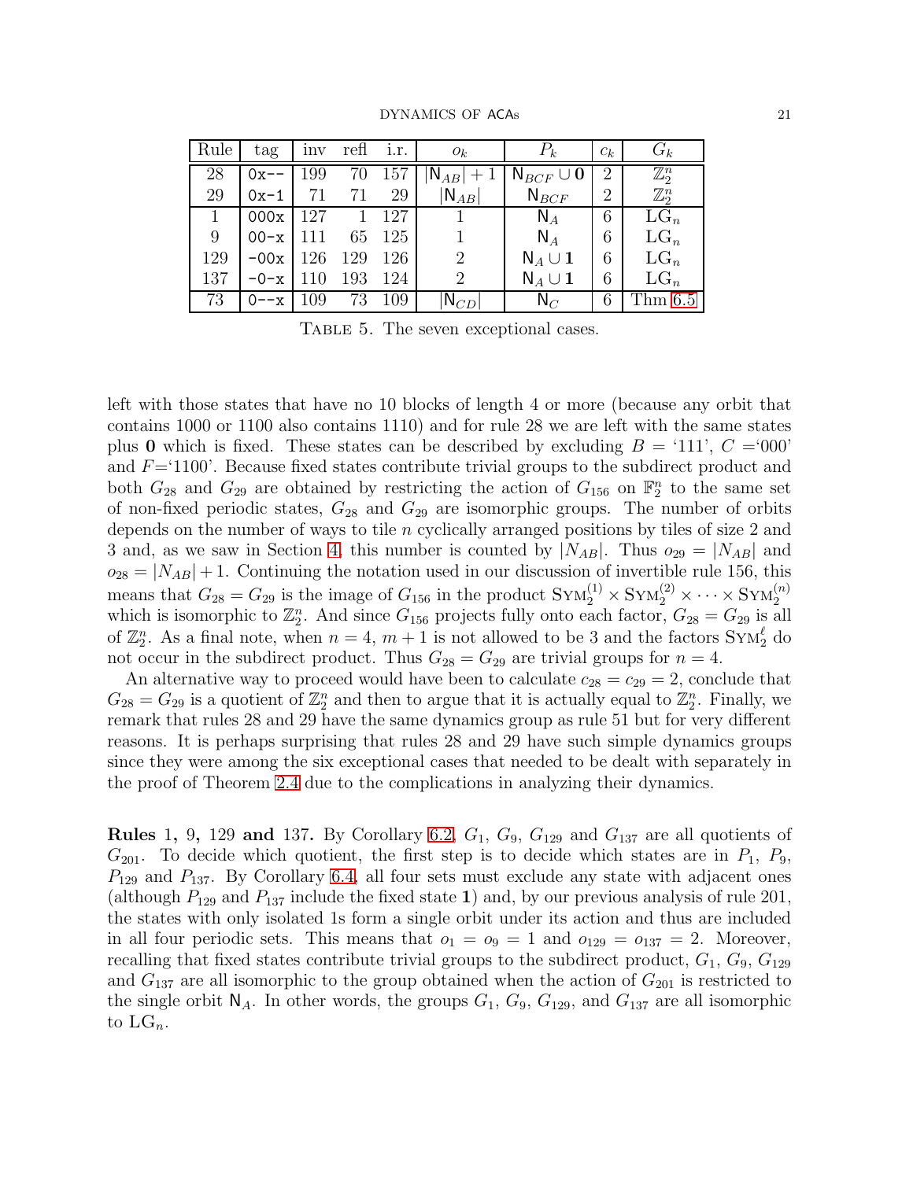| Rule | tag | inv | refl | i.r. | $o_k$ | $P_k$ | $c_k$ | $G_k$ |
|---|---|---|---|---|---|---|---|---|
| 28 | `0x--` | 199 | 70 | 157 | $\|\mathsf{N}_{AB}\|+1$ | $\mathsf{N}_{BCF} \cup \mathbf{0}$ | 2 | $\mathbb{Z}_2^n$ |
| 29 | `0x-1` | 71 | 71 | 29 | $\|\mathsf{N}_{AB}\|$ | $\mathsf{N}_{BCF}$ | 2 | $\mathbb{Z}_2^n$ |
| 1 | `000x` | 127 | 1 | 127 | 1 | $\mathsf{N}_A$ | 6 | $\mathrm{LG}_n$ |
| 9 | `00-x` | 111 | 65 | 125 | 1 | $\mathsf{N}_A$ | 6 | $\mathrm{LG}_n$ |
| 129 | `-00x` | 126 | 129 | 126 | 2 | $\mathsf{N}_A \cup \mathbf{1}$ | 6 | $\mathrm{LG}_n$ |
| 137 | `-0-x` | 110 | 193 | 124 | 2 | $\mathsf{N}_A \cup \mathbf{1}$ | 6 | $\mathrm{LG}_n$ |
| 73 | `0--x` | 109 | 73 | 109 | $\|\mathsf{N}_{CD}\|$ | $\mathsf{N}_C$ | 6 | Thm 6.5 |

TABLE 5. The seven exceptional cases.

left with those states that have no 10 blocks of length 4 or more (because any orbit that contains 1000 or 1100 also contains 1110) and for rule 28 we are left with the same states plus $\mathbf{0}$ which is fixed. These states can be described by excluding $B$ = '111', $C$ ='000' and $F$='1100'. Because fixed states contribute trivial groups to the subdirect product and both $G_{28}$ and $G_{29}$ are obtained by restricting the action of $G_{156}$ on $\mathbb{F}_2^n$ to the same set of non-fixed periodic states, $G_{28}$ and $G_{29}$ are isomorphic groups. The number of orbits depends on the number of ways to tile $n$ cyclically arranged positions by tiles of size 2 and 3 and, as we saw in Section 4, this number is counted by $|N_{AB}|$. Thus $o_{29} = |N_{AB}|$ and $o_{28} = |N_{AB}| + 1$. Continuing the notation used in our discussion of invertible rule 156, this means that $G_{28} = G_{29}$ is the image of $G_{156}$ in the product $\mathrm{SYM}_2^{(1)} \times \mathrm{SYM}_2^{(2)} \times \cdots \times \mathrm{SYM}_2^{(n)}$ which is isomorphic to $\mathbb{Z}_2^n$. And since $G_{156}$ projects fully onto each factor, $G_{28} = G_{29}$ is all of $\mathbb{Z}_2^n$. As a final note, when $n = 4$, $m+1$ is not allowed to be 3 and the factors $\mathrm{SYM}_2^{\ell}$ do not occur in the subdirect product. Thus $G_{28} = G_{29}$ are trivial groups for $n = 4$.

An alternative way to proceed would have been to calculate $c_{28} = c_{29} = 2$, conclude that $G_{28} = G_{29}$ is a quotient of $\mathbb{Z}_2^n$ and then to argue that it is actually equal to $\mathbb{Z}_2^n$. Finally, we remark that rules 28 and 29 have the same dynamics group as rule 51 but for very different reasons. It is perhaps surprising that rules 28 and 29 have such simple dynamics groups since they were among the six exceptional cases that needed to be dealt with separately in the proof of Theorem 2.4 due to the complications in analyzing their dynamics.

**Rules** 1**,** 9**,** 129 **and** 137**.** By Corollary 6.2, $G_1$, $G_9$, $G_{129}$ and $G_{137}$ are all quotients of $G_{201}$. To decide which quotient, the first step is to decide which states are in $P_1$, $P_9$, $P_{129}$ and $P_{137}$. By Corollary 6.4, all four sets must exclude any state with adjacent ones (although $P_{129}$ and $P_{137}$ include the fixed state $\mathbf{1}$) and, by our previous analysis of rule 201, the states with only isolated 1s form a single orbit under its action and thus are included in all four periodic sets. This means that $o_1 = o_9 = 1$ and $o_{129} = o_{137} = 2$. Moreover, recalling that fixed states contribute trivial groups to the subdirect product, $G_1$, $G_9$, $G_{129}$ and $G_{137}$ are all isomorphic to the group obtained when the action of $G_{201}$ is restricted to the single orbit $\mathsf{N}_A$. In other words, the groups $G_1$, $G_9$, $G_{129}$, and $G_{137}$ are all isomorphic to $\mathrm{LG}_n$.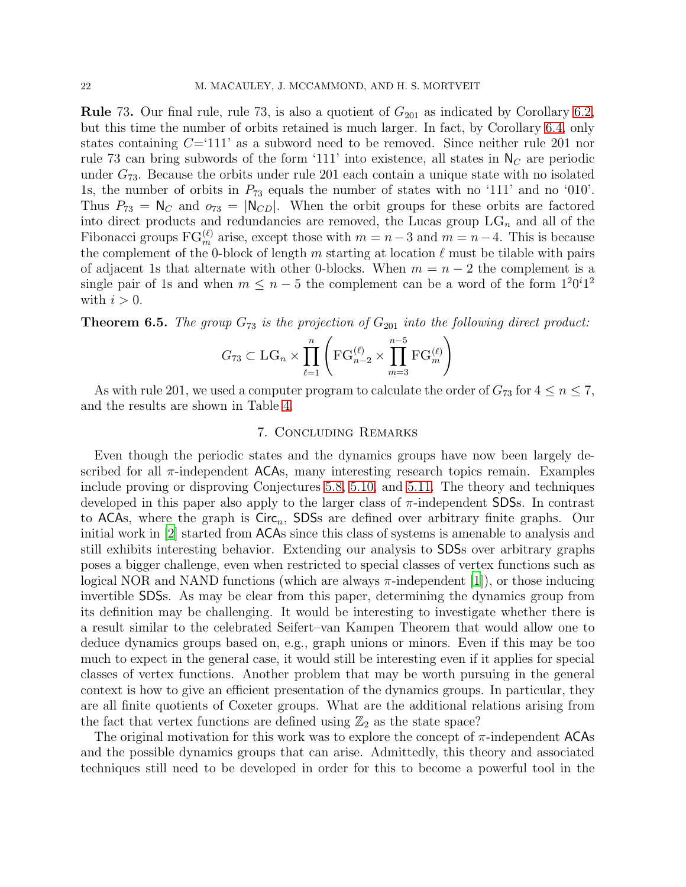**Rule 73.** Our final rule, rule 73, is also a quotient of $G_{201}$ as indicated by Corollary 6.2, but this time the number of orbits retained is much larger. In fact, by Corollary 6.4, only states containing $C$='111' as a subword need to be removed. Since neither rule 201 nor rule 73 can bring subwords of the form '111' into existence, all states in $\mathsf{N}_C$ are periodic under $G_{73}$. Because the orbits under rule 201 each contain a unique state with no isolated 1s, the number of orbits in $P_{73}$ equals the number of states with no '111' and no '010'. Thus $P_{73} = \mathsf{N}_C$ and $o_{73} = |\mathsf{N}_{CD}|$. When the orbit groups for these orbits are factored into direct products and redundancies are removed, the Lucas group $\mathrm{LG}_n$ and all of the Fibonacci groups $\mathrm{FG}_m^{(\ell)}$ arise, except those with $m = n-3$ and $m = n-4$. This is because the complement of the 0-block of length $m$ starting at location $\ell$ must be tilable with pairs of adjacent 1s that alternate with other 0-blocks. When $m = n-2$ the complement is a single pair of 1s and when $m \leq n-5$ the complement can be a word of the form $1^2 0^i 1^2$ with $i > 0$.

**Theorem 6.5.** *The group $G_{73}$ is the projection of $G_{201}$ into the following direct product:*

$$G_{73} \subset \mathrm{LG}_n \times \prod_{\ell=1}^{n} \left( \mathrm{FG}_{n-2}^{(\ell)} \times \prod_{m=3}^{n-5} \mathrm{FG}_m^{(\ell)} \right)$$

As with rule 201, we used a computer program to calculate the order of $G_{73}$ for $4 \leq n \leq 7$, and the results are shown in Table 4.

## 7. Concluding Remarks

Even though the periodic states and the dynamics groups have now been largely described for all $\pi$-independent ACAs, many interesting research topics remain. Examples include proving or disproving Conjectures 5.8, 5.10, and 5.11. The theory and techniques developed in this paper also apply to the larger class of $\pi$-independent SDSs. In contrast to ACAs, where the graph is $\mathsf{Circ}_n$, SDSs are defined over arbitrary finite graphs. Our initial work in [2] started from ACAs since this class of systems is amenable to analysis and still exhibits interesting behavior. Extending our analysis to SDSs over arbitrary graphs poses a bigger challenge, even when restricted to special classes of vertex functions such as logical NOR and NAND functions (which are always $\pi$-independent [1]), or those inducing invertible SDSs. As may be clear from this paper, determining the dynamics group from its definition may be challenging. It would be interesting to investigate whether there is a result similar to the celebrated Seifert–van Kampen Theorem that would allow one to deduce dynamics groups based on, e.g., graph unions or minors. Even if this may be too much to expect in the general case, it would still be interesting even if it applies for special classes of vertex functions. Another problem that may be worth pursuing in the general context is how to give an efficient presentation of the dynamics groups. In particular, they are all finite quotients of Coxeter groups. What are the additional relations arising from the fact that vertex functions are defined using $\mathbb{Z}_2$ as the state space?

The original motivation for this work was to explore the concept of $\pi$-independent ACAs and the possible dynamics groups that can arise. Admittedly, this theory and associated techniques still need to be developed in order for this to become a powerful tool in the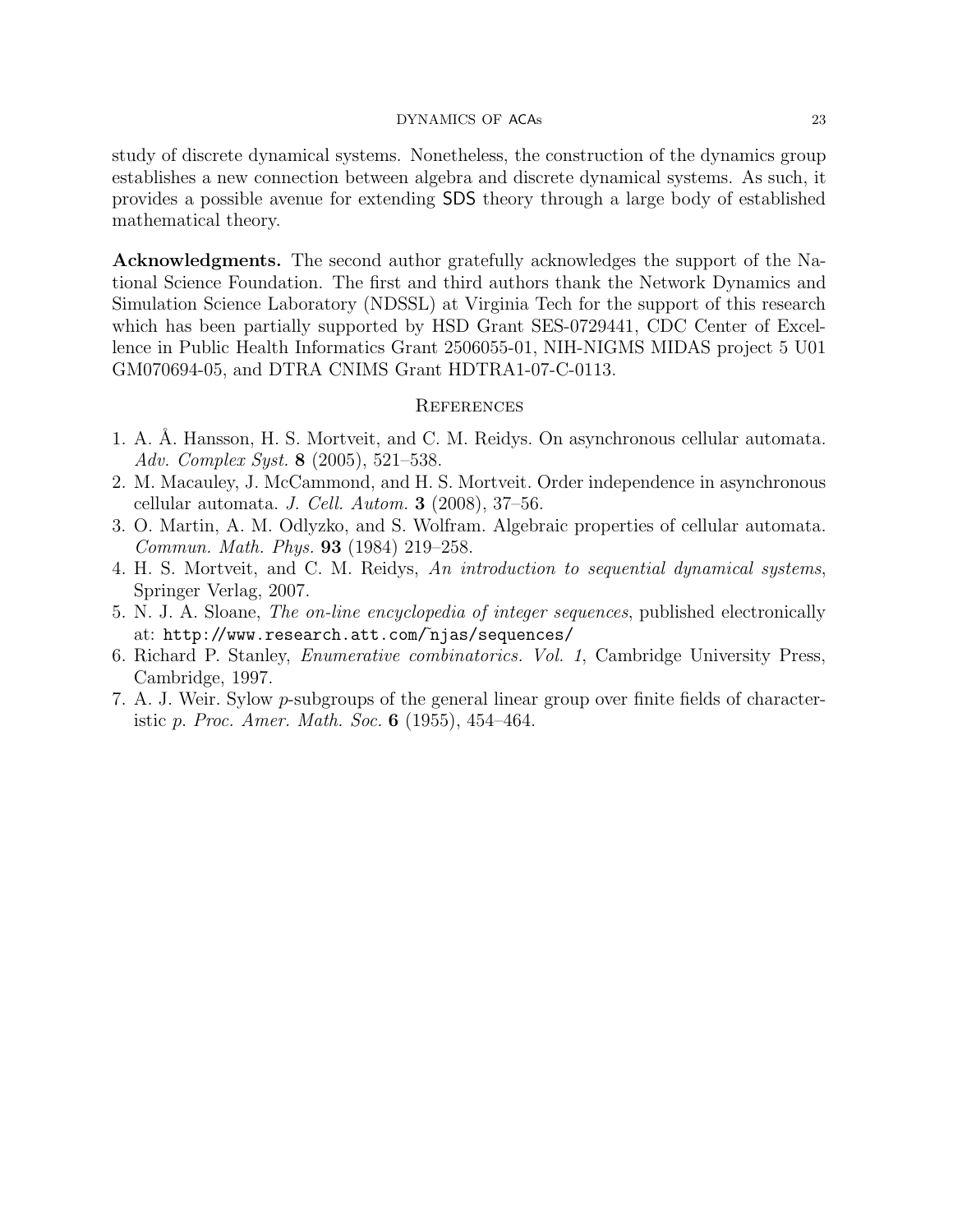study of discrete dynamical systems. Nonetheless, the construction of the dynamics group establishes a new connection between algebra and discrete dynamical systems. As such, it provides a possible avenue for extending SDS theory through a large body of established mathematical theory.

**Acknowledgments.** The second author gratefully acknowledges the support of the National Science Foundation. The first and third authors thank the Network Dynamics and Simulation Science Laboratory (NDSSL) at Virginia Tech for the support of this research which has been partially supported by HSD Grant SES-0729441, CDC Center of Excellence in Public Health Informatics Grant 2506055-01, NIH-NIGMS MIDAS project 5 U01 GM070694-05, and DTRA CNIMS Grant HDTRA1-07-C-0113.

## References

1. A. Å. Hansson, H. S. Mortveit, and C. M. Reidys. On asynchronous cellular automata. *Adv. Complex Syst.* **8** (2005), 521–538.
2. M. Macauley, J. McCammond, and H. S. Mortveit. Order independence in asynchronous cellular automata. *J. Cell. Autom.* **3** (2008), 37–56.
3. O. Martin, A. M. Odlyzko, and S. Wolfram. Algebraic properties of cellular automata. *Commun. Math. Phys.* **93** (1984) 219–258.
4. H. S. Mortveit, and C. M. Reidys, *An introduction to sequential dynamical systems*, Springer Verlag, 2007.
5. N. J. A. Sloane, *The on-line encyclopedia of integer sequences*, published electronically at: `http://www.research.att.com/~njas/sequences/`
6. Richard P. Stanley, *Enumerative combinatorics. Vol. 1*, Cambridge University Press, Cambridge, 1997.
7. A. J. Weir. Sylow $p$-subgroups of the general linear group over finite fields of characteristic $p$. *Proc. Amer. Math. Soc.* **6** (1955), 454–464.